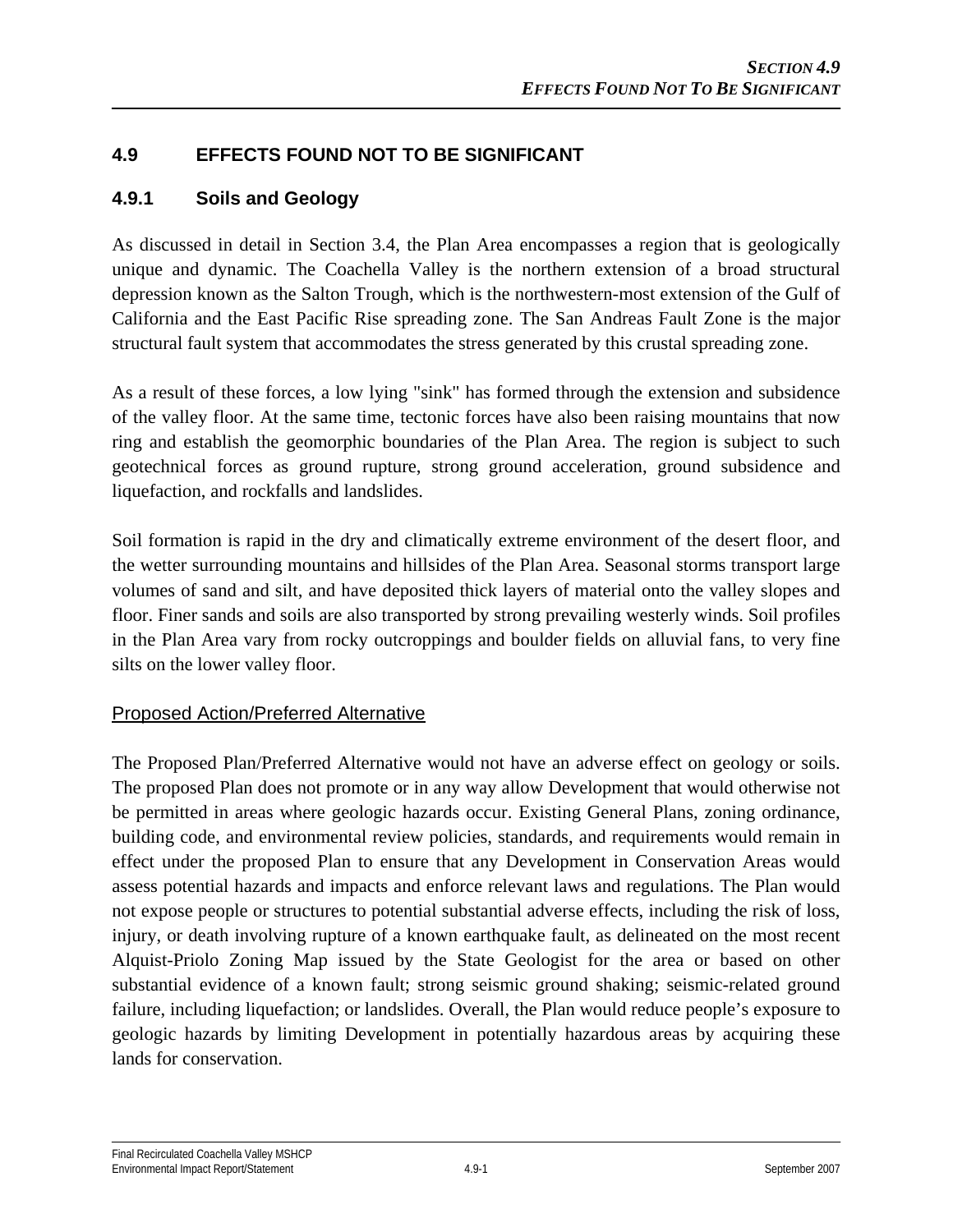# 4.9 EFFECTS FOUND NOT TO BE SIGNIFICANT

## 4.9.1 Soils and Geology

As discussed in detail in Section 3.4, the Plan Area encompasses a region that is geologically unique and dynamic. The Coachella Valley is the northern extension of a broad structural depression known as the Salton Trough, which is the northwestern-most extension of the Gulf of California and the East Pacific Rise spreading zone. The San Andreas Fault Zone is the major structural fault system that accommodates the stress generated by this crustal spreading zone.

As a result of these forces, a low lying "sink" has formed through the extension and subsidence of the valley floor. At the same time, tectonic forces have also been raising mountains that now ring and establish the geomorphic boundaries of the Plan Area. The region is subject to such geotechnical forces as ground rupture, strong ground acceleration, ground subsidence and liquefaction, and rockfalls and landslides.

Soil formation is rapid in the dry and climatically extreme environment of the desert floor, and the wetter surrounding mountains and hillsides of the Plan Area. Seasonal storms transport large volumes of sand and silt, and have deposited thick layers of material onto the valley slopes and floor. Finer sands and soils are also transported by strong prevailing westerly winds. Soil profiles in the Plan Area vary from rocky outcroppings and boulder fields on alluvial fans, to very fine silts on the lower valley floor.

Proposed Action/Preferred Alternative

The Proposed Plan/Preferred Alternative would not have an adverse effect on geology or soils. The proposed Plan does not promote or in any way allow Development that would otherwise not be permitted in areas where geologic hazards occur. Existing General Plans, zoning ordinance, building code, and environmental review policies, standards, and requirements would remain in effect under the proposed Plan to ensure that any Development in Conservation Areas would assess potential hazards and impacts and enforce relevant laws and regulations. The Plan would not expose people or structures to potential substantial adverse effects, including the risk of loss, injury, or death involving rupture of a known earthquake fault, as delineated on the most recent Alquist-Priolo Zoning Map issued by the State Geologist for the area or based on other substantial evidence of a known fault; strong seismic ground shaking; seismic-related ground failure, including liquefaction; or landslides. Overall, the Plan would reduce people's exposure to geologic hazards by limiting Development in potentially hazardous areas by acquiring these lands for conservation.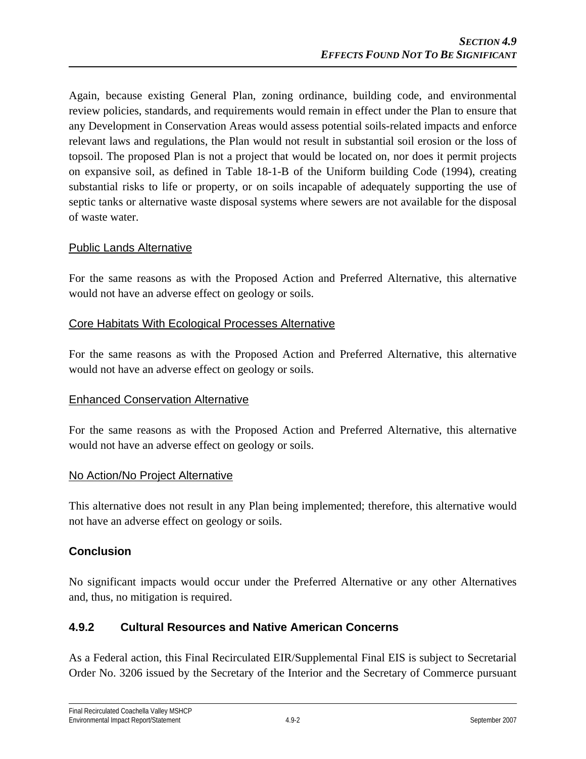Again, because existing General Plan, zoning ordinance, building code, and environmental review policies, standards, and requirements would remain in effect under the Plan to ensure that any Development in Conservation Areas would assess potential soils-related impacts and enforce relevant laws and regulations, the Plan would not result in substantial soil erosion or the loss of topsoil. The proposed Plan is not a project that would be located on, nor does it permit projects on expansive soil, as defined in Table 18-1-B of the Uniform building Code (1994), creating substantial risks to life or property, or on soils incapable of adequately supporting the use of septic tanks or alternative waste disposal systems where sewers are not available for the disposal of waste water.

Public Lands Alternative

For the same reasons as with the Proposed Action and Preferred Alternative, this alternative would not have an adverse effect on geology or soils.

Core Habitats With Ecological Processes Alternative

For the same reasons as with the Proposed Action and Preferred Alternative, this alternative would not have an adverse effect on geology or soils.

Enhanced Conservation Alternative

For the same reasons as with the Proposed Action and Preferred Alternative, this alternative would not have an adverse effect on geology or soils.

No Action/No Project Alternative

This alternative does not result in any Plan being implemented; therefore, this alternative would not have an adverse effect on geology or soils.

### Conclusion

No significant impacts would occur under the Preferred Alternative or any other Alternatives and, thus, no mitigation is required.

### 4.9.2 Cultural Resources and Native American Concerns

As a Federal action, this Final Recirculated EIR/Supplemental Final EIS is subject to Secretarial Order No. 3206 issued by the Secretary of the Interior and the Secretary of Commerce pursuant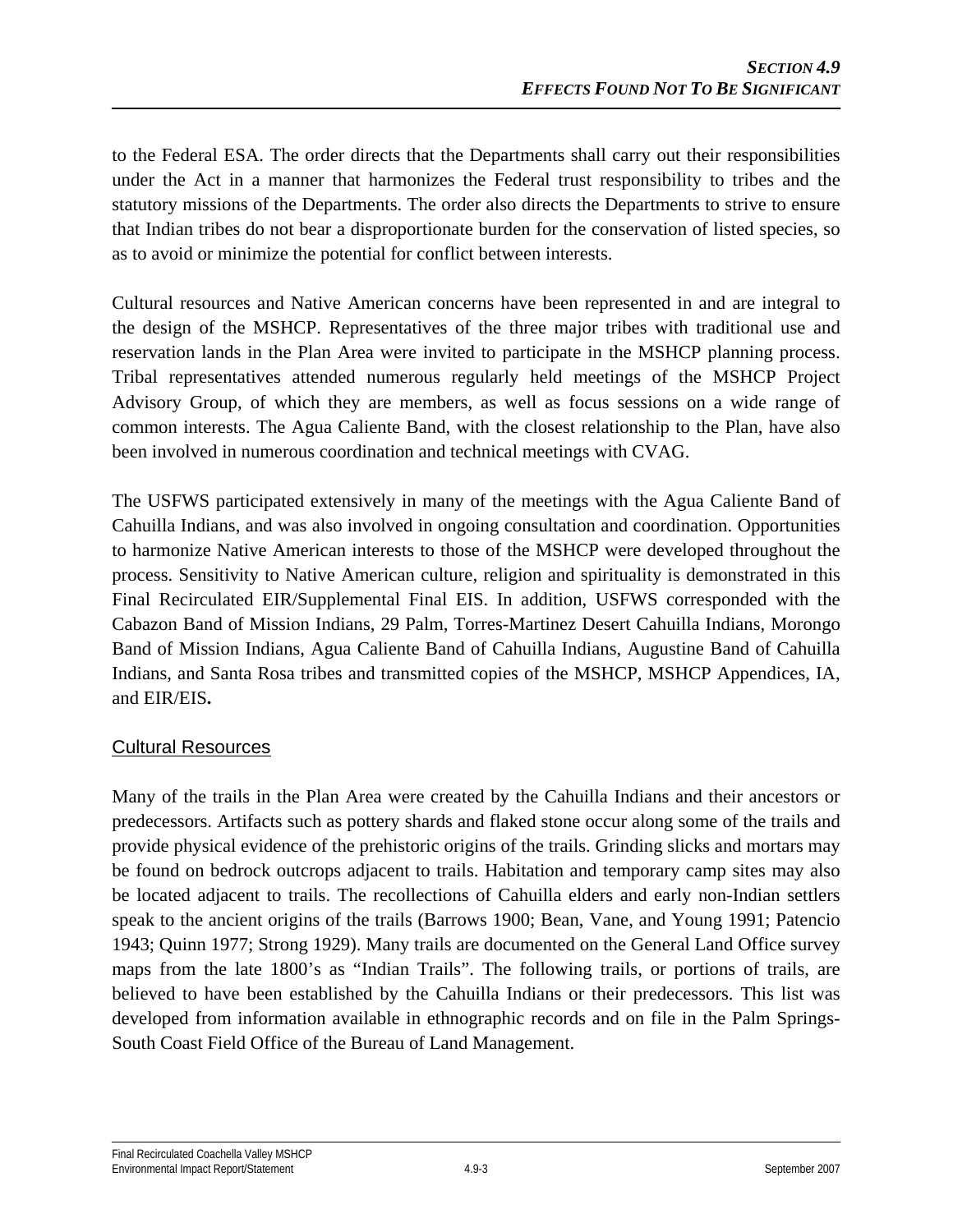to the Federal ESA. The order directs that the Departments shall carry out their responsibilities under the Act in a manner that harmonizes the Federal trust responsibility to tribes and the statutory missions of the Departments. The order also directs the Departments to strive to ensure that Indian tribes do not bear a disproportionate burden for the conservation of listed species, so as to avoid or minimize the potential for conflict between interests.

Cultural resources and Native American concerns have been represented in and are integral to the design of the MSHCP. Representatives of the three major tribes with traditional use and reservation lands in the Plan Area were invited to participate in the MSHCP planning process. Tribal representatives attended numerous regularly held meetings of the MSHCP Project Advisory Group, of which they are members, as well as focus sessions on a wide range of common interests. The Agua Caliente Band, with the closest relationship to the Plan, have also been involved in numerous coordination and technical meetings with CVAG.

The USFWS participated extensively in many of the meetings with the Agua Caliente Band of Cahuilla Indians, and was also involved in ongoing consultation and coordination. Opportunities to harmonize Native American interests to those of the MSHCP were developed throughout the process. Sensitivity to Native American culture, religion and spirituality is demonstrated in this Final Recirculated EIR/Supplemental Final EIS. In addition, USFWS corresponded with the Cabazon Band of Mission Indians, 29 Palm, Torres-Martinez Desert Cahuilla Indians, Morongo Band of Mission Indians, Agua Caliente Band of Cahuilla Indians, Augustine Band of Cahuilla Indians, and Santa Rosa tribes and transmitted copies of the MSHCP, MSHCP Appendices, IA, and EIR/EIS**.**

## Cultural Resources

Many of the trails in the Plan Area were created by the Cahuilla Indians and their ancestors or predecessors. Artifacts such as pottery shards and flaked stone occur along some of the trails and provide physical evidence of the prehistoric origins of the trails. Grinding slicks and mortars may be found on bedrock outcrops adjacent to trails. Habitation and temporary camp sites may also be located adjacent to trails. The recollections of Cahuilla elders and early non-Indian settlers speak to the ancient origins of the trails (Barrows 1900; Bean, Vane, and Young 1991; Patencio 1943; Quinn 1977; Strong 1929). Many trails are documented on the General Land Office survey maps from the late 1800's as "Indian Trails". The following trails, or portions of trails, are believed to have been established by the Cahuilla Indians or their predecessors. This list was developed from information available in ethnographic records and on file in the Palm Springs-South Coast Field Office of the Bureau of Land Management.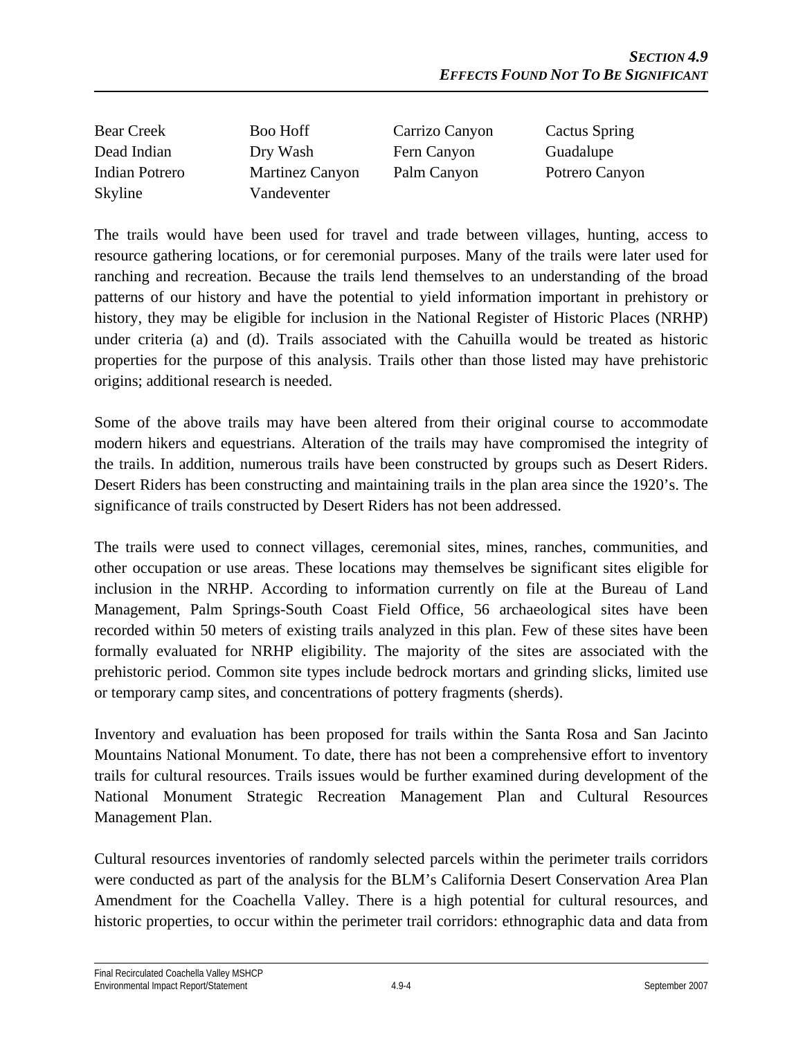| | | | |
|---|---|---|---|
| Bear Creek | Boo Hoff | Carrizo Canyon | Cactus Spring |
| Dead Indian | Dry Wash | Fern Canyon | Guadalupe |
| Indian Potrero | Martinez Canyon | Palm Canyon | Potrero Canyon |
| Skyline | Vandeventer | | |

The trails would have been used for travel and trade between villages, hunting, access to resource gathering locations, or for ceremonial purposes. Many of the trails were later used for ranching and recreation. Because the trails lend themselves to an understanding of the broad patterns of our history and have the potential to yield information important in prehistory or history, they may be eligible for inclusion in the National Register of Historic Places (NRHP) under criteria (a) and (d). Trails associated with the Cahuilla would be treated as historic properties for the purpose of this analysis. Trails other than those listed may have prehistoric origins; additional research is needed.

Some of the above trails may have been altered from their original course to accommodate modern hikers and equestrians. Alteration of the trails may have compromised the integrity of the trails. In addition, numerous trails have been constructed by groups such as Desert Riders. Desert Riders has been constructing and maintaining trails in the plan area since the 1920's. The significance of trails constructed by Desert Riders has not been addressed.

The trails were used to connect villages, ceremonial sites, mines, ranches, communities, and other occupation or use areas. These locations may themselves be significant sites eligible for inclusion in the NRHP. According to information currently on file at the Bureau of Land Management, Palm Springs-South Coast Field Office, 56 archaeological sites have been recorded within 50 meters of existing trails analyzed in this plan. Few of these sites have been formally evaluated for NRHP eligibility. The majority of the sites are associated with the prehistoric period. Common site types include bedrock mortars and grinding slicks, limited use or temporary camp sites, and concentrations of pottery fragments (sherds).

Inventory and evaluation has been proposed for trails within the Santa Rosa and San Jacinto Mountains National Monument. To date, there has not been a comprehensive effort to inventory trails for cultural resources. Trails issues would be further examined during development of the National Monument Strategic Recreation Management Plan and Cultural Resources Management Plan.

Cultural resources inventories of randomly selected parcels within the perimeter trails corridors were conducted as part of the analysis for the BLM's California Desert Conservation Area Plan Amendment for the Coachella Valley. There is a high potential for cultural resources, and historic properties, to occur within the perimeter trail corridors: ethnographic data and data from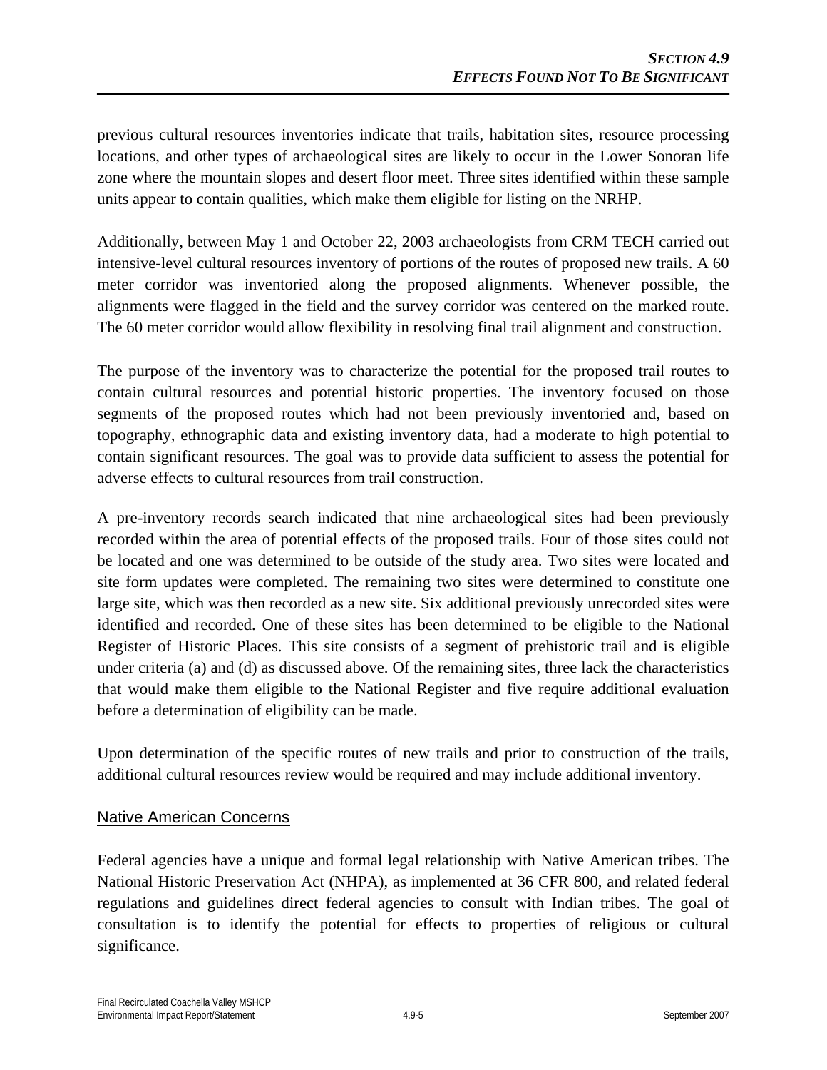previous cultural resources inventories indicate that trails, habitation sites, resource processing locations, and other types of archaeological sites are likely to occur in the Lower Sonoran life zone where the mountain slopes and desert floor meet. Three sites identified within these sample units appear to contain qualities, which make them eligible for listing on the NRHP.

Additionally, between May 1 and October 22, 2003 archaeologists from CRM TECH carried out intensive-level cultural resources inventory of portions of the routes of proposed new trails. A 60 meter corridor was inventoried along the proposed alignments. Whenever possible, the alignments were flagged in the field and the survey corridor was centered on the marked route. The 60 meter corridor would allow flexibility in resolving final trail alignment and construction.

The purpose of the inventory was to characterize the potential for the proposed trail routes to contain cultural resources and potential historic properties. The inventory focused on those segments of the proposed routes which had not been previously inventoried and, based on topography, ethnographic data and existing inventory data, had a moderate to high potential to contain significant resources. The goal was to provide data sufficient to assess the potential for adverse effects to cultural resources from trail construction.

A pre-inventory records search indicated that nine archaeological sites had been previously recorded within the area of potential effects of the proposed trails. Four of those sites could not be located and one was determined to be outside of the study area. Two sites were located and site form updates were completed. The remaining two sites were determined to constitute one large site, which was then recorded as a new site. Six additional previously unrecorded sites were identified and recorded. One of these sites has been determined to be eligible to the National Register of Historic Places. This site consists of a segment of prehistoric trail and is eligible under criteria (a) and (d) as discussed above. Of the remaining sites, three lack the characteristics that would make them eligible to the National Register and five require additional evaluation before a determination of eligibility can be made.

Upon determination of the specific routes of new trails and prior to construction of the trails, additional cultural resources review would be required and may include additional inventory.

## Native American Concerns

Federal agencies have a unique and formal legal relationship with Native American tribes. The National Historic Preservation Act (NHPA), as implemented at 36 CFR 800, and related federal regulations and guidelines direct federal agencies to consult with Indian tribes. The goal of consultation is to identify the potential for effects to properties of religious or cultural significance.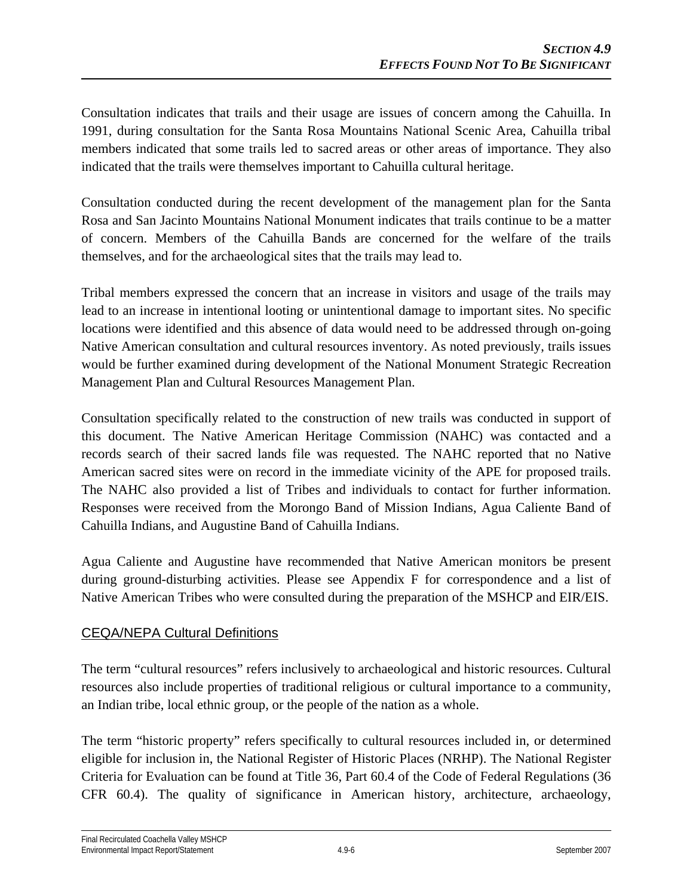Consultation indicates that trails and their usage are issues of concern among the Cahuilla. In 1991, during consultation for the Santa Rosa Mountains National Scenic Area, Cahuilla tribal members indicated that some trails led to sacred areas or other areas of importance. They also indicated that the trails were themselves important to Cahuilla cultural heritage.

Consultation conducted during the recent development of the management plan for the Santa Rosa and San Jacinto Mountains National Monument indicates that trails continue to be a matter of concern. Members of the Cahuilla Bands are concerned for the welfare of the trails themselves, and for the archaeological sites that the trails may lead to.

Tribal members expressed the concern that an increase in visitors and usage of the trails may lead to an increase in intentional looting or unintentional damage to important sites. No specific locations were identified and this absence of data would need to be addressed through on-going Native American consultation and cultural resources inventory. As noted previously, trails issues would be further examined during development of the National Monument Strategic Recreation Management Plan and Cultural Resources Management Plan.

Consultation specifically related to the construction of new trails was conducted in support of this document. The Native American Heritage Commission (NAHC) was contacted and a records search of their sacred lands file was requested. The NAHC reported that no Native American sacred sites were on record in the immediate vicinity of the APE for proposed trails. The NAHC also provided a list of Tribes and individuals to contact for further information. Responses were received from the Morongo Band of Mission Indians, Agua Caliente Band of Cahuilla Indians, and Augustine Band of Cahuilla Indians.

Agua Caliente and Augustine have recommended that Native American monitors be present during ground-disturbing activities. Please see Appendix F for correspondence and a list of Native American Tribes who were consulted during the preparation of the MSHCP and EIR/EIS.

## CEQA/NEPA Cultural Definitions

The term "cultural resources" refers inclusively to archaeological and historic resources. Cultural resources also include properties of traditional religious or cultural importance to a community, an Indian tribe, local ethnic group, or the people of the nation as a whole.

The term "historic property" refers specifically to cultural resources included in, or determined eligible for inclusion in, the National Register of Historic Places (NRHP). The National Register Criteria for Evaluation can be found at Title 36, Part 60.4 of the Code of Federal Regulations (36 CFR 60.4). The quality of significance in American history, architecture, archaeology,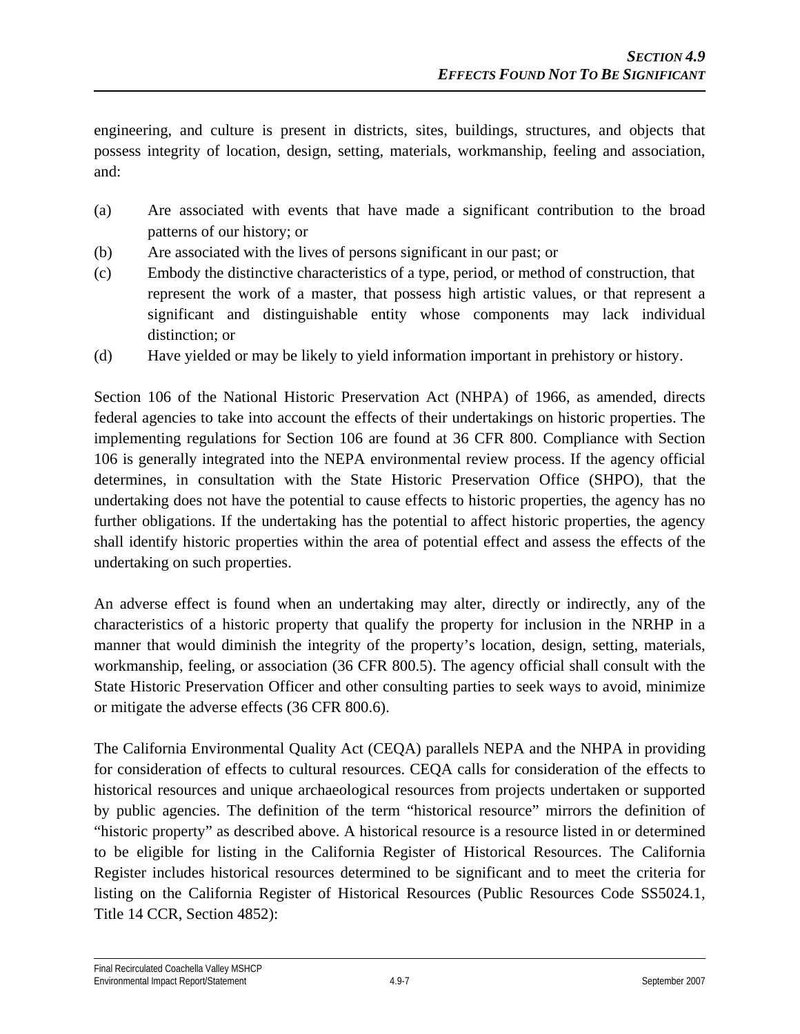engineering, and culture is present in districts, sites, buildings, structures, and objects that possess integrity of location, design, setting, materials, workmanship, feeling and association, and:

(a) Are associated with events that have made a significant contribution to the broad patterns of our history; or
(b) Are associated with the lives of persons significant in our past; or
(c) Embody the distinctive characteristics of a type, period, or method of construction, that represent the work of a master, that possess high artistic values, or that represent a significant and distinguishable entity whose components may lack individual distinction; or
(d) Have yielded or may be likely to yield information important in prehistory or history.

Section 106 of the National Historic Preservation Act (NHPA) of 1966, as amended, directs federal agencies to take into account the effects of their undertakings on historic properties. The implementing regulations for Section 106 are found at 36 CFR 800. Compliance with Section 106 is generally integrated into the NEPA environmental review process. If the agency official determines, in consultation with the State Historic Preservation Office (SHPO), that the undertaking does not have the potential to cause effects to historic properties, the agency has no further obligations. If the undertaking has the potential to affect historic properties, the agency shall identify historic properties within the area of potential effect and assess the effects of the undertaking on such properties.

An adverse effect is found when an undertaking may alter, directly or indirectly, any of the characteristics of a historic property that qualify the property for inclusion in the NRHP in a manner that would diminish the integrity of the property's location, design, setting, materials, workmanship, feeling, or association (36 CFR 800.5). The agency official shall consult with the State Historic Preservation Officer and other consulting parties to seek ways to avoid, minimize or mitigate the adverse effects (36 CFR 800.6).

The California Environmental Quality Act (CEQA) parallels NEPA and the NHPA in providing for consideration of effects to cultural resources. CEQA calls for consideration of the effects to historical resources and unique archaeological resources from projects undertaken or supported by public agencies. The definition of the term "historical resource" mirrors the definition of "historic property" as described above. A historical resource is a resource listed in or determined to be eligible for listing in the California Register of Historical Resources. The California Register includes historical resources determined to be significant and to meet the criteria for listing on the California Register of Historical Resources (Public Resources Code SS5024.1, Title 14 CCR, Section 4852):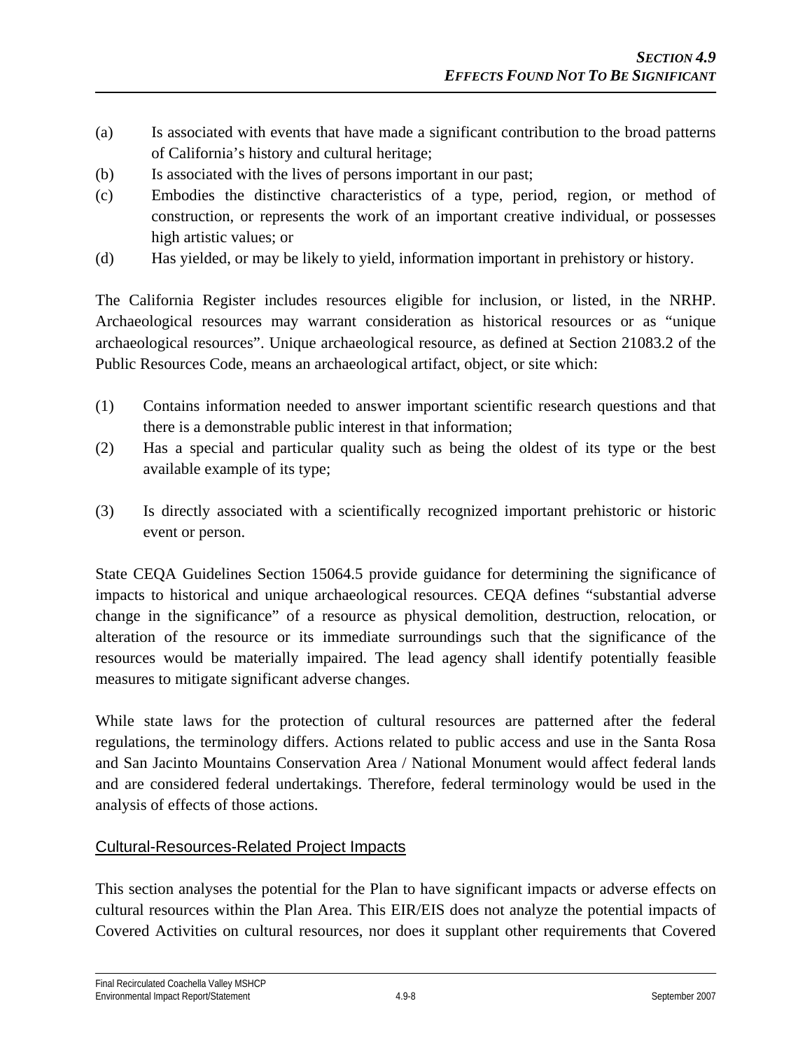(a) Is associated with events that have made a significant contribution to the broad patterns of California's history and cultural heritage;

(b) Is associated with the lives of persons important in our past;

(c) Embodies the distinctive characteristics of a type, period, region, or method of construction, or represents the work of an important creative individual, or possesses high artistic values; or

(d) Has yielded, or may be likely to yield, information important in prehistory or history.

The California Register includes resources eligible for inclusion, or listed, in the NRHP. Archaeological resources may warrant consideration as historical resources or as "unique archaeological resources". Unique archaeological resource, as defined at Section 21083.2 of the Public Resources Code, means an archaeological artifact, object, or site which:

(1) Contains information needed to answer important scientific research questions and that there is a demonstrable public interest in that information;

(2) Has a special and particular quality such as being the oldest of its type or the best available example of its type;

(3) Is directly associated with a scientifically recognized important prehistoric or historic event or person.

State CEQA Guidelines Section 15064.5 provide guidance for determining the significance of impacts to historical and unique archaeological resources. CEQA defines "substantial adverse change in the significance" of a resource as physical demolition, destruction, relocation, or alteration of the resource or its immediate surroundings such that the significance of the resources would be materially impaired. The lead agency shall identify potentially feasible measures to mitigate significant adverse changes.

While state laws for the protection of cultural resources are patterned after the federal regulations, the terminology differs. Actions related to public access and use in the Santa Rosa and San Jacinto Mountains Conservation Area / National Monument would affect federal lands and are considered federal undertakings. Therefore, federal terminology would be used in the analysis of effects of those actions.

## Cultural-Resources-Related Project Impacts

This section analyses the potential for the Plan to have significant impacts or adverse effects on cultural resources within the Plan Area. This EIR/EIS does not analyze the potential impacts of Covered Activities on cultural resources, nor does it supplant other requirements that Covered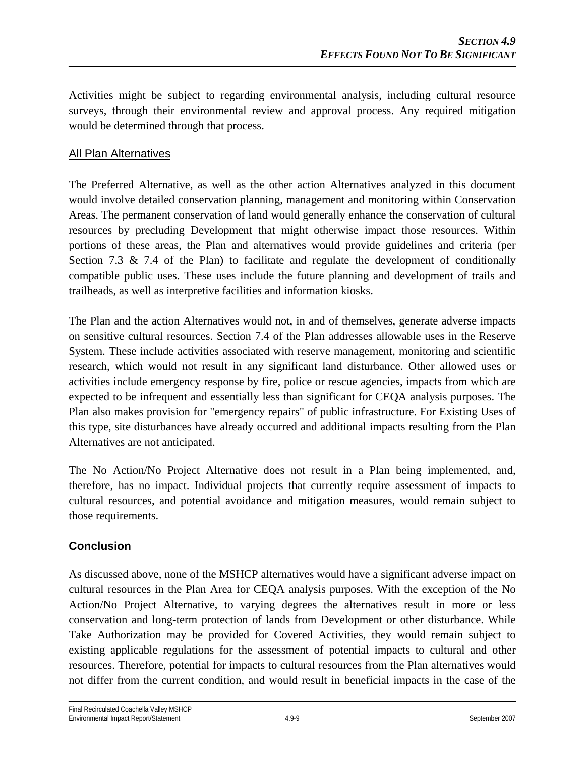Activities might be subject to regarding environmental analysis, including cultural resource surveys, through their environmental review and approval process. Any required mitigation would be determined through that process.

### All Plan Alternatives

The Preferred Alternative, as well as the other action Alternatives analyzed in this document would involve detailed conservation planning, management and monitoring within Conservation Areas. The permanent conservation of land would generally enhance the conservation of cultural resources by precluding Development that might otherwise impact those resources. Within portions of these areas, the Plan and alternatives would provide guidelines and criteria (per Section 7.3 & 7.4 of the Plan) to facilitate and regulate the development of conditionally compatible public uses. These uses include the future planning and development of trails and trailheads, as well as interpretive facilities and information kiosks.

The Plan and the action Alternatives would not, in and of themselves, generate adverse impacts on sensitive cultural resources. Section 7.4 of the Plan addresses allowable uses in the Reserve System. These include activities associated with reserve management, monitoring and scientific research, which would not result in any significant land disturbance. Other allowed uses or activities include emergency response by fire, police or rescue agencies, impacts from which are expected to be infrequent and essentially less than significant for CEQA analysis purposes. The Plan also makes provision for "emergency repairs" of public infrastructure. For Existing Uses of this type, site disturbances have already occurred and additional impacts resulting from the Plan Alternatives are not anticipated.

The No Action/No Project Alternative does not result in a Plan being implemented, and, therefore, has no impact. Individual projects that currently require assessment of impacts to cultural resources, and potential avoidance and mitigation measures, would remain subject to those requirements.

## Conclusion

As discussed above, none of the MSHCP alternatives would have a significant adverse impact on cultural resources in the Plan Area for CEQA analysis purposes. With the exception of the No Action/No Project Alternative, to varying degrees the alternatives result in more or less conservation and long-term protection of lands from Development or other disturbance. While Take Authorization may be provided for Covered Activities, they would remain subject to existing applicable regulations for the assessment of potential impacts to cultural and other resources. Therefore, potential for impacts to cultural resources from the Plan alternatives would not differ from the current condition, and would result in beneficial impacts in the case of the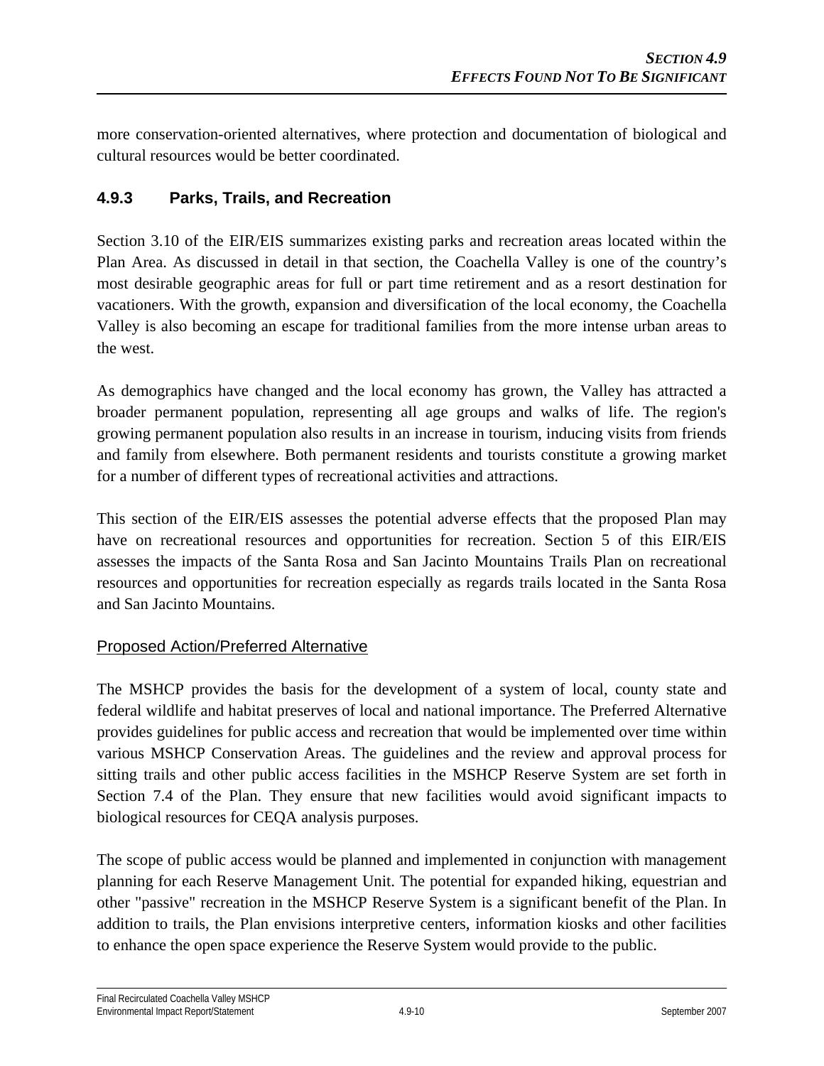more conservation-oriented alternatives, where protection and documentation of biological and cultural resources would be better coordinated.

### 4.9.3 Parks, Trails, and Recreation

Section 3.10 of the EIR/EIS summarizes existing parks and recreation areas located within the Plan Area. As discussed in detail in that section, the Coachella Valley is one of the country's most desirable geographic areas for full or part time retirement and as a resort destination for vacationers. With the growth, expansion and diversification of the local economy, the Coachella Valley is also becoming an escape for traditional families from the more intense urban areas to the west.

As demographics have changed and the local economy has grown, the Valley has attracted a broader permanent population, representing all age groups and walks of life. The region's growing permanent population also results in an increase in tourism, inducing visits from friends and family from elsewhere. Both permanent residents and tourists constitute a growing market for a number of different types of recreational activities and attractions.

This section of the EIR/EIS assesses the potential adverse effects that the proposed Plan may have on recreational resources and opportunities for recreation. Section 5 of this EIR/EIS assesses the impacts of the Santa Rosa and San Jacinto Mountains Trails Plan on recreational resources and opportunities for recreation especially as regards trails located in the Santa Rosa and San Jacinto Mountains.

<u>Proposed Action/Preferred Alternative</u>

The MSHCP provides the basis for the development of a system of local, county state and federal wildlife and habitat preserves of local and national importance. The Preferred Alternative provides guidelines for public access and recreation that would be implemented over time within various MSHCP Conservation Areas. The guidelines and the review and approval process for sitting trails and other public access facilities in the MSHCP Reserve System are set forth in Section 7.4 of the Plan. They ensure that new facilities would avoid significant impacts to biological resources for CEQA analysis purposes.

The scope of public access would be planned and implemented in conjunction with management planning for each Reserve Management Unit. The potential for expanded hiking, equestrian and other "passive" recreation in the MSHCP Reserve System is a significant benefit of the Plan. In addition to trails, the Plan envisions interpretive centers, information kiosks and other facilities to enhance the open space experience the Reserve System would provide to the public.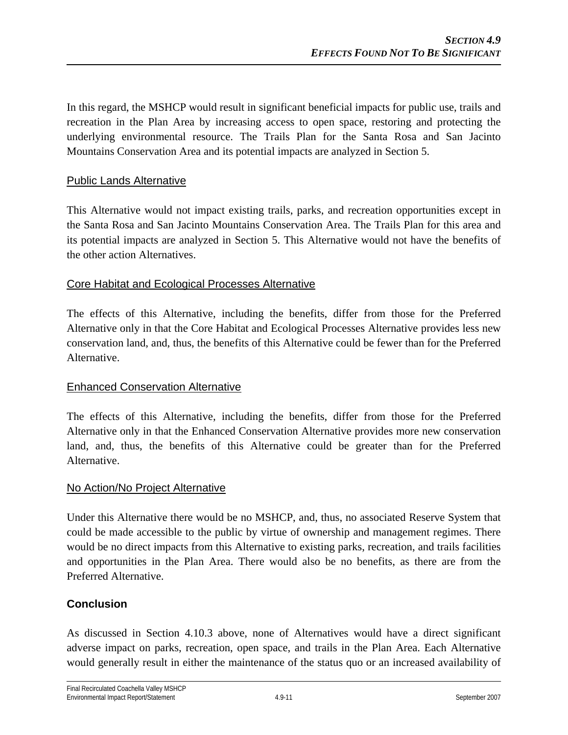In this regard, the MSHCP would result in significant beneficial impacts for public use, trails and recreation in the Plan Area by increasing access to open space, restoring and protecting the underlying environmental resource. The Trails Plan for the Santa Rosa and San Jacinto Mountains Conservation Area and its potential impacts are analyzed in Section 5.

<u>Public Lands Alternative</u>

This Alternative would not impact existing trails, parks, and recreation opportunities except in the Santa Rosa and San Jacinto Mountains Conservation Area. The Trails Plan for this area and its potential impacts are analyzed in Section 5. This Alternative would not have the benefits of the other action Alternatives.

<u>Core Habitat and Ecological Processes Alternative</u>

The effects of this Alternative, including the benefits, differ from those for the Preferred Alternative only in that the Core Habitat and Ecological Processes Alternative provides less new conservation land, and, thus, the benefits of this Alternative could be fewer than for the Preferred Alternative.

<u>Enhanced Conservation Alternative</u>

The effects of this Alternative, including the benefits, differ from those for the Preferred Alternative only in that the Enhanced Conservation Alternative provides more new conservation land, and, thus, the benefits of this Alternative could be greater than for the Preferred Alternative.

<u>No Action/No Project Alternative</u>

Under this Alternative there would be no MSHCP, and, thus, no associated Reserve System that could be made accessible to the public by virtue of ownership and management regimes. There would be no direct impacts from this Alternative to existing parks, recreation, and trails facilities and opportunities in the Plan Area. There would also be no benefits, as there are from the Preferred Alternative.

### Conclusion

As discussed in Section 4.10.3 above, none of Alternatives would have a direct significant adverse impact on parks, recreation, open space, and trails in the Plan Area. Each Alternative would generally result in either the maintenance of the status quo or an increased availability of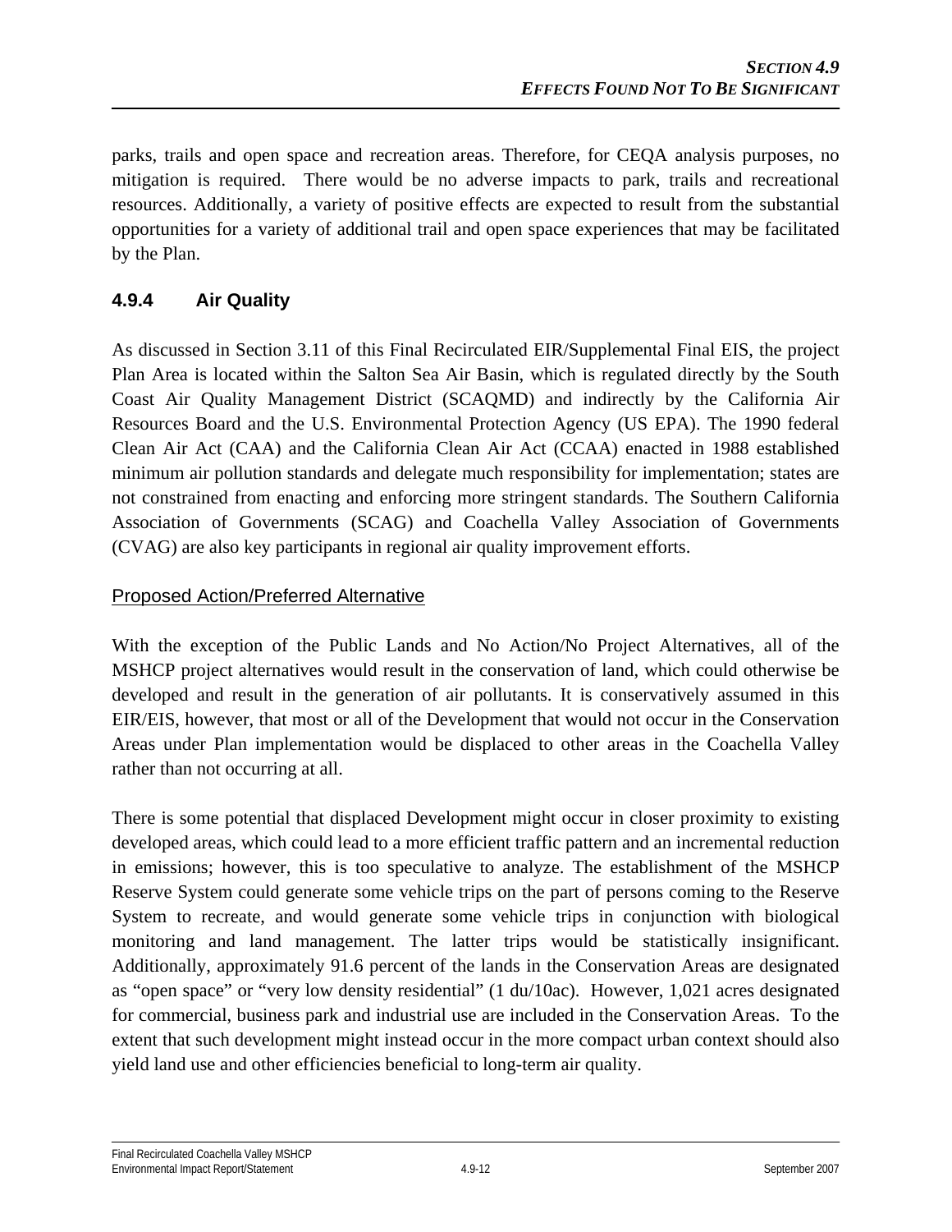parks, trails and open space and recreation areas. Therefore, for CEQA analysis purposes, no mitigation is required. There would be no adverse impacts to park, trails and recreational resources. Additionally, a variety of positive effects are expected to result from the substantial opportunities for a variety of additional trail and open space experiences that may be facilitated by the Plan.

### 4.9.4 Air Quality

As discussed in Section 3.11 of this Final Recirculated EIR/Supplemental Final EIS, the project Plan Area is located within the Salton Sea Air Basin, which is regulated directly by the South Coast Air Quality Management District (SCAQMD) and indirectly by the California Air Resources Board and the U.S. Environmental Protection Agency (US EPA). The 1990 federal Clean Air Act (CAA) and the California Clean Air Act (CCAA) enacted in 1988 established minimum air pollution standards and delegate much responsibility for implementation; states are not constrained from enacting and enforcing more stringent standards. The Southern California Association of Governments (SCAG) and Coachella Valley Association of Governments (CVAG) are also key participants in regional air quality improvement efforts.

#### Proposed Action/Preferred Alternative

With the exception of the Public Lands and No Action/No Project Alternatives, all of the MSHCP project alternatives would result in the conservation of land, which could otherwise be developed and result in the generation of air pollutants. It is conservatively assumed in this EIR/EIS, however, that most or all of the Development that would not occur in the Conservation Areas under Plan implementation would be displaced to other areas in the Coachella Valley rather than not occurring at all.

There is some potential that displaced Development might occur in closer proximity to existing developed areas, which could lead to a more efficient traffic pattern and an incremental reduction in emissions; however, this is too speculative to analyze. The establishment of the MSHCP Reserve System could generate some vehicle trips on the part of persons coming to the Reserve System to recreate, and would generate some vehicle trips in conjunction with biological monitoring and land management. The latter trips would be statistically insignificant. Additionally, approximately 91.6 percent of the lands in the Conservation Areas are designated as "open space" or "very low density residential" (1 du/10ac). However, 1,021 acres designated for commercial, business park and industrial use are included in the Conservation Areas. To the extent that such development might instead occur in the more compact urban context should also yield land use and other efficiencies beneficial to long-term air quality.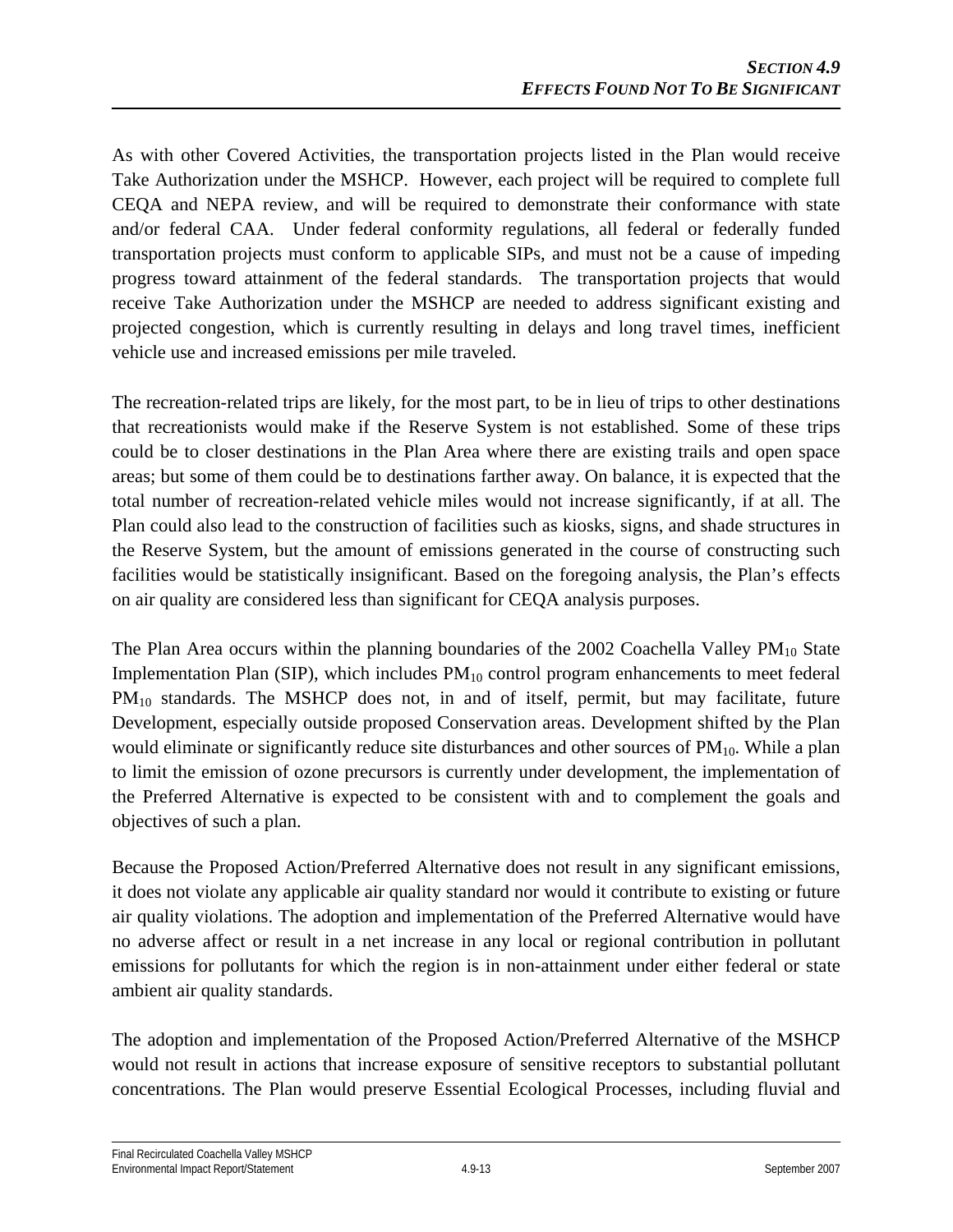As with other Covered Activities, the transportation projects listed in the Plan would receive Take Authorization under the MSHCP. However, each project will be required to complete full CEQA and NEPA review, and will be required to demonstrate their conformance with state and/or federal CAA. Under federal conformity regulations, all federal or federally funded transportation projects must conform to applicable SIPs, and must not be a cause of impeding progress toward attainment of the federal standards. The transportation projects that would receive Take Authorization under the MSHCP are needed to address significant existing and projected congestion, which is currently resulting in delays and long travel times, inefficient vehicle use and increased emissions per mile traveled.

The recreation-related trips are likely, for the most part, to be in lieu of trips to other destinations that recreationists would make if the Reserve System is not established. Some of these trips could be to closer destinations in the Plan Area where there are existing trails and open space areas; but some of them could be to destinations farther away. On balance, it is expected that the total number of recreation-related vehicle miles would not increase significantly, if at all. The Plan could also lead to the construction of facilities such as kiosks, signs, and shade structures in the Reserve System, but the amount of emissions generated in the course of constructing such facilities would be statistically insignificant. Based on the foregoing analysis, the Plan's effects on air quality are considered less than significant for CEQA analysis purposes.

The Plan Area occurs within the planning boundaries of the 2002 Coachella Valley $PM_{10}$ State Implementation Plan (SIP), which includes $PM_{10}$ control program enhancements to meet federal $PM_{10}$ standards. The MSHCP does not, in and of itself, permit, but may facilitate, future Development, especially outside proposed Conservation areas. Development shifted by the Plan would eliminate or significantly reduce site disturbances and other sources of $PM_{10}$. While a plan to limit the emission of ozone precursors is currently under development, the implementation of the Preferred Alternative is expected to be consistent with and to complement the goals and objectives of such a plan.

Because the Proposed Action/Preferred Alternative does not result in any significant emissions, it does not violate any applicable air quality standard nor would it contribute to existing or future air quality violations. The adoption and implementation of the Preferred Alternative would have no adverse affect or result in a net increase in any local or regional contribution in pollutant emissions for pollutants for which the region is in non-attainment under either federal or state ambient air quality standards.

The adoption and implementation of the Proposed Action/Preferred Alternative of the MSHCP would not result in actions that increase exposure of sensitive receptors to substantial pollutant concentrations. The Plan would preserve Essential Ecological Processes, including fluvial and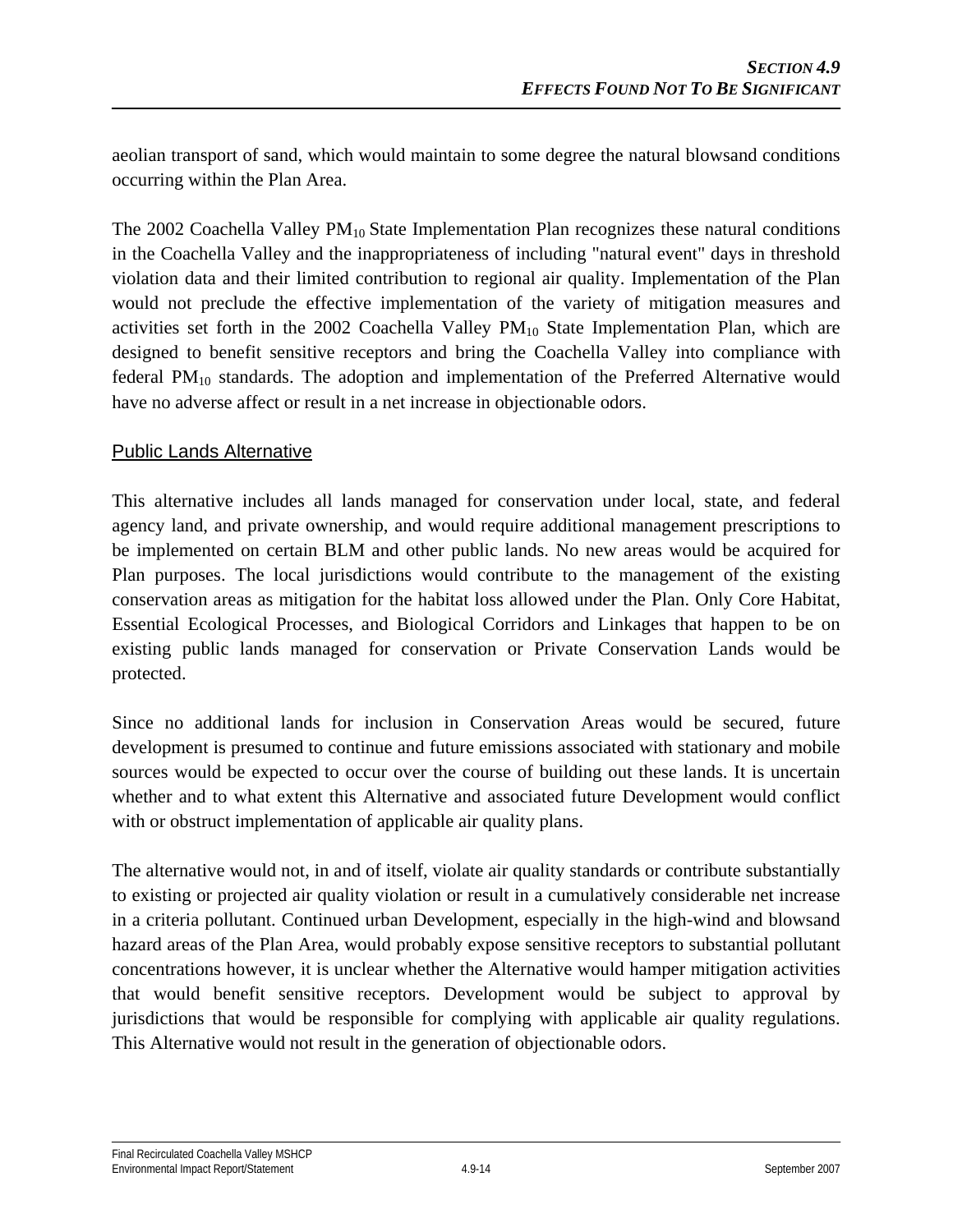aeolian transport of sand, which would maintain to some degree the natural blowsand conditions occurring within the Plan Area.

The 2002 Coachella Valley $PM_{10}$ State Implementation Plan recognizes these natural conditions in the Coachella Valley and the inappropriateness of including "natural event" days in threshold violation data and their limited contribution to regional air quality. Implementation of the Plan would not preclude the effective implementation of the variety of mitigation measures and activities set forth in the 2002 Coachella Valley $PM_{10}$ State Implementation Plan, which are designed to benefit sensitive receptors and bring the Coachella Valley into compliance with federal $PM_{10}$ standards. The adoption and implementation of the Preferred Alternative would have no adverse affect or result in a net increase in objectionable odors.

### Public Lands Alternative

This alternative includes all lands managed for conservation under local, state, and federal agency land, and private ownership, and would require additional management prescriptions to be implemented on certain BLM and other public lands. No new areas would be acquired for Plan purposes. The local jurisdictions would contribute to the management of the existing conservation areas as mitigation for the habitat loss allowed under the Plan. Only Core Habitat, Essential Ecological Processes, and Biological Corridors and Linkages that happen to be on existing public lands managed for conservation or Private Conservation Lands would be protected.

Since no additional lands for inclusion in Conservation Areas would be secured, future development is presumed to continue and future emissions associated with stationary and mobile sources would be expected to occur over the course of building out these lands. It is uncertain whether and to what extent this Alternative and associated future Development would conflict with or obstruct implementation of applicable air quality plans.

The alternative would not, in and of itself, violate air quality standards or contribute substantially to existing or projected air quality violation or result in a cumulatively considerable net increase in a criteria pollutant. Continued urban Development, especially in the high-wind and blowsand hazard areas of the Plan Area, would probably expose sensitive receptors to substantial pollutant concentrations however, it is unclear whether the Alternative would hamper mitigation activities that would benefit sensitive receptors. Development would be subject to approval by jurisdictions that would be responsible for complying with applicable air quality regulations. This Alternative would not result in the generation of objectionable odors.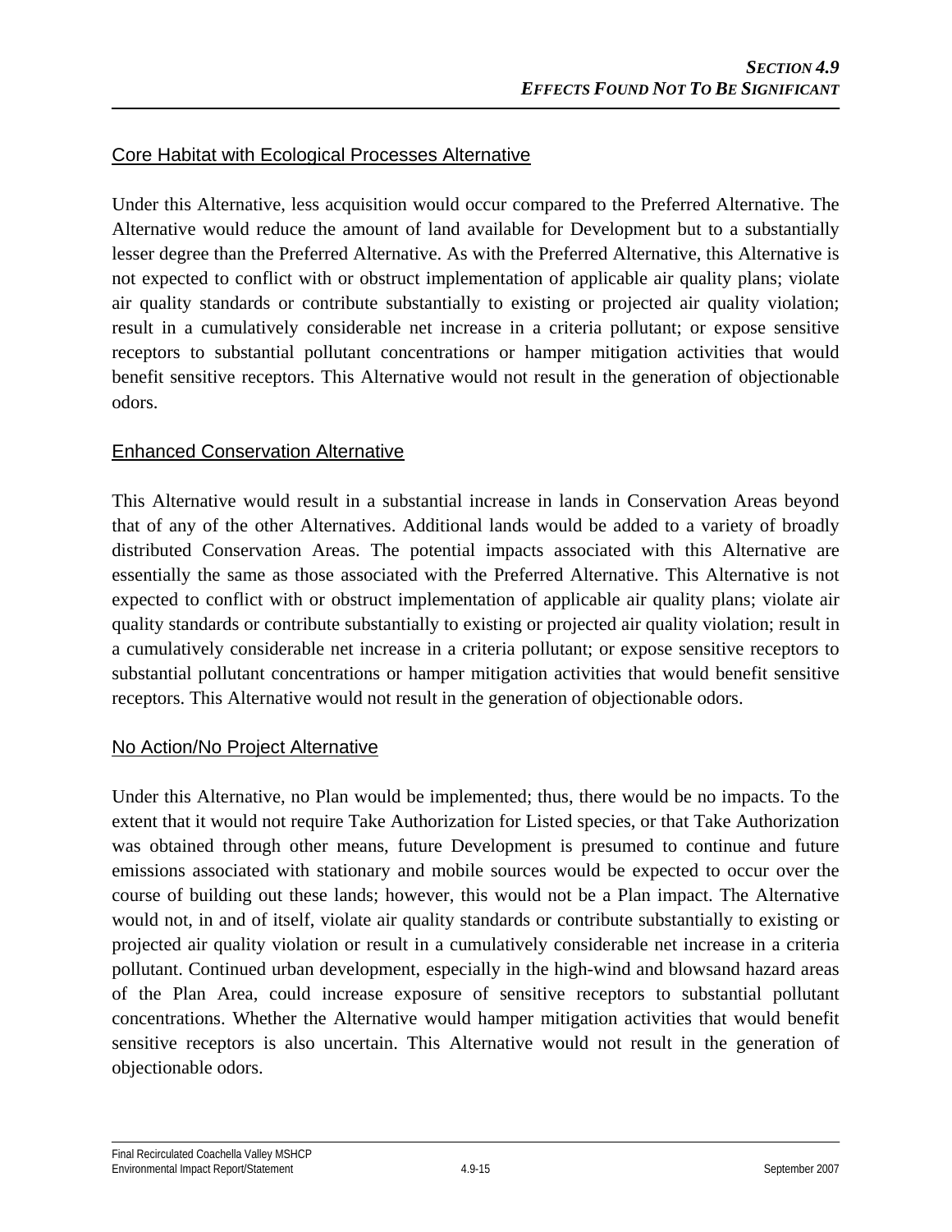### Core Habitat with Ecological Processes Alternative

Under this Alternative, less acquisition would occur compared to the Preferred Alternative. The Alternative would reduce the amount of land available for Development but to a substantially lesser degree than the Preferred Alternative. As with the Preferred Alternative, this Alternative is not expected to conflict with or obstruct implementation of applicable air quality plans; violate air quality standards or contribute substantially to existing or projected air quality violation; result in a cumulatively considerable net increase in a criteria pollutant; or expose sensitive receptors to substantial pollutant concentrations or hamper mitigation activities that would benefit sensitive receptors. This Alternative would not result in the generation of objectionable odors.

### Enhanced Conservation Alternative

This Alternative would result in a substantial increase in lands in Conservation Areas beyond that of any of the other Alternatives. Additional lands would be added to a variety of broadly distributed Conservation Areas. The potential impacts associated with this Alternative are essentially the same as those associated with the Preferred Alternative. This Alternative is not expected to conflict with or obstruct implementation of applicable air quality plans; violate air quality standards or contribute substantially to existing or projected air quality violation; result in a cumulatively considerable net increase in a criteria pollutant; or expose sensitive receptors to substantial pollutant concentrations or hamper mitigation activities that would benefit sensitive receptors. This Alternative would not result in the generation of objectionable odors.

### No Action/No Project Alternative

Under this Alternative, no Plan would be implemented; thus, there would be no impacts. To the extent that it would not require Take Authorization for Listed species, or that Take Authorization was obtained through other means, future Development is presumed to continue and future emissions associated with stationary and mobile sources would be expected to occur over the course of building out these lands; however, this would not be a Plan impact. The Alternative would not, in and of itself, violate air quality standards or contribute substantially to existing or projected air quality violation or result in a cumulatively considerable net increase in a criteria pollutant. Continued urban development, especially in the high-wind and blowsand hazard areas of the Plan Area, could increase exposure of sensitive receptors to substantial pollutant concentrations. Whether the Alternative would hamper mitigation activities that would benefit sensitive receptors is also uncertain. This Alternative would not result in the generation of objectionable odors.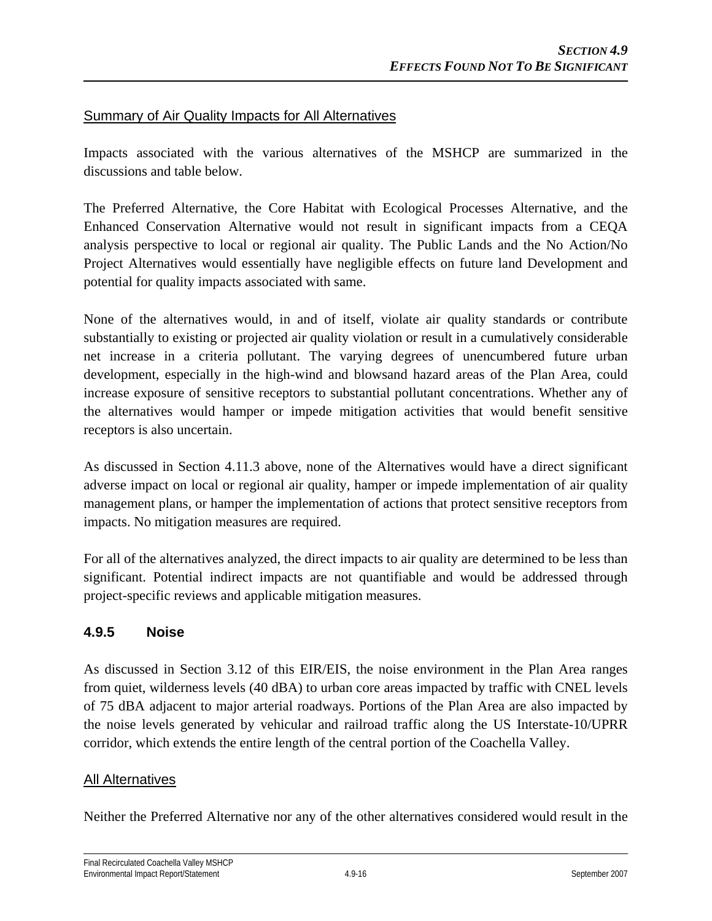Summary of Air Quality Impacts for All Alternatives

Impacts associated with the various alternatives of the MSHCP are summarized in the discussions and table below.

The Preferred Alternative, the Core Habitat with Ecological Processes Alternative, and the Enhanced Conservation Alternative would not result in significant impacts from a CEQA analysis perspective to local or regional air quality. The Public Lands and the No Action/No Project Alternatives would essentially have negligible effects on future land Development and potential for quality impacts associated with same.

None of the alternatives would, in and of itself, violate air quality standards or contribute substantially to existing or projected air quality violation or result in a cumulatively considerable net increase in a criteria pollutant. The varying degrees of unencumbered future urban development, especially in the high-wind and blowsand hazard areas of the Plan Area, could increase exposure of sensitive receptors to substantial pollutant concentrations. Whether any of the alternatives would hamper or impede mitigation activities that would benefit sensitive receptors is also uncertain.

As discussed in Section 4.11.3 above, none of the Alternatives would have a direct significant adverse impact on local or regional air quality, hamper or impede implementation of air quality management plans, or hamper the implementation of actions that protect sensitive receptors from impacts. No mitigation measures are required.

For all of the alternatives analyzed, the direct impacts to air quality are determined to be less than significant. Potential indirect impacts are not quantifiable and would be addressed through project-specific reviews and applicable mitigation measures.

### 4.9.5 Noise

As discussed in Section 3.12 of this EIR/EIS, the noise environment in the Plan Area ranges from quiet, wilderness levels (40 dBA) to urban core areas impacted by traffic with CNEL levels of 75 dBA adjacent to major arterial roadways. Portions of the Plan Area are also impacted by the noise levels generated by vehicular and railroad traffic along the US Interstate-10/UPRR corridor, which extends the entire length of the central portion of the Coachella Valley.

All Alternatives

Neither the Preferred Alternative nor any of the other alternatives considered would result in the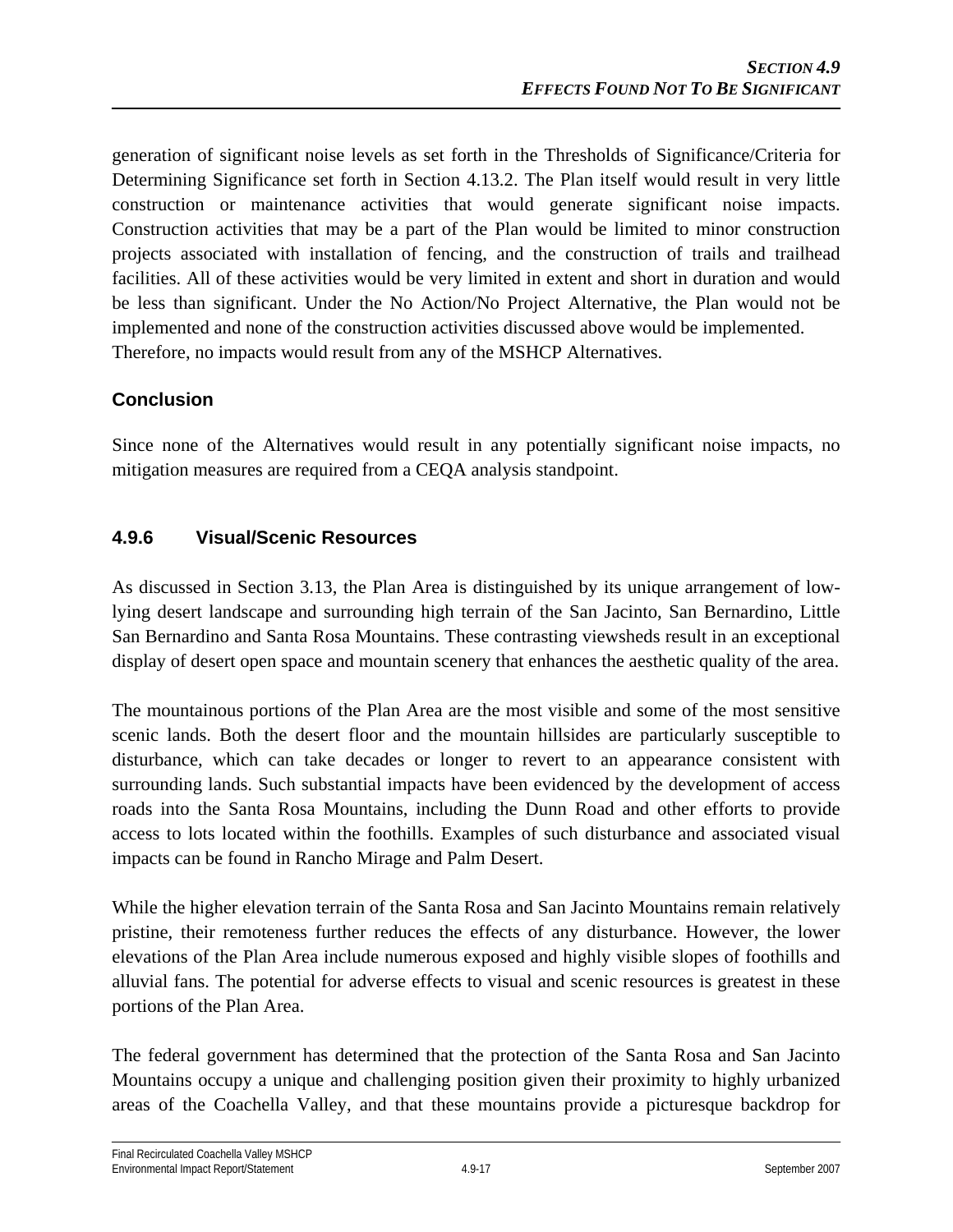generation of significant noise levels as set forth in the Thresholds of Significance/Criteria for Determining Significance set forth in Section 4.13.2. The Plan itself would result in very little construction or maintenance activities that would generate significant noise impacts. Construction activities that may be a part of the Plan would be limited to minor construction projects associated with installation of fencing, and the construction of trails and trailhead facilities. All of these activities would be very limited in extent and short in duration and would be less than significant. Under the No Action/No Project Alternative, the Plan would not be implemented and none of the construction activities discussed above would be implemented.
Therefore, no impacts would result from any of the MSHCP Alternatives.

### Conclusion

Since none of the Alternatives would result in any potentially significant noise impacts, no mitigation measures are required from a CEQA analysis standpoint.

## 4.9.6 Visual/Scenic Resources

As discussed in Section 3.13, the Plan Area is distinguished by its unique arrangement of low-lying desert landscape and surrounding high terrain of the San Jacinto, San Bernardino, Little San Bernardino and Santa Rosa Mountains. These contrasting viewsheds result in an exceptional display of desert open space and mountain scenery that enhances the aesthetic quality of the area.

The mountainous portions of the Plan Area are the most visible and some of the most sensitive scenic lands. Both the desert floor and the mountain hillsides are particularly susceptible to disturbance, which can take decades or longer to revert to an appearance consistent with surrounding lands. Such substantial impacts have been evidenced by the development of access roads into the Santa Rosa Mountains, including the Dunn Road and other efforts to provide access to lots located within the foothills. Examples of such disturbance and associated visual impacts can be found in Rancho Mirage and Palm Desert.

While the higher elevation terrain of the Santa Rosa and San Jacinto Mountains remain relatively pristine, their remoteness further reduces the effects of any disturbance. However, the lower elevations of the Plan Area include numerous exposed and highly visible slopes of foothills and alluvial fans. The potential for adverse effects to visual and scenic resources is greatest in these portions of the Plan Area.

The federal government has determined that the protection of the Santa Rosa and San Jacinto Mountains occupy a unique and challenging position given their proximity to highly urbanized areas of the Coachella Valley, and that these mountains provide a picturesque backdrop for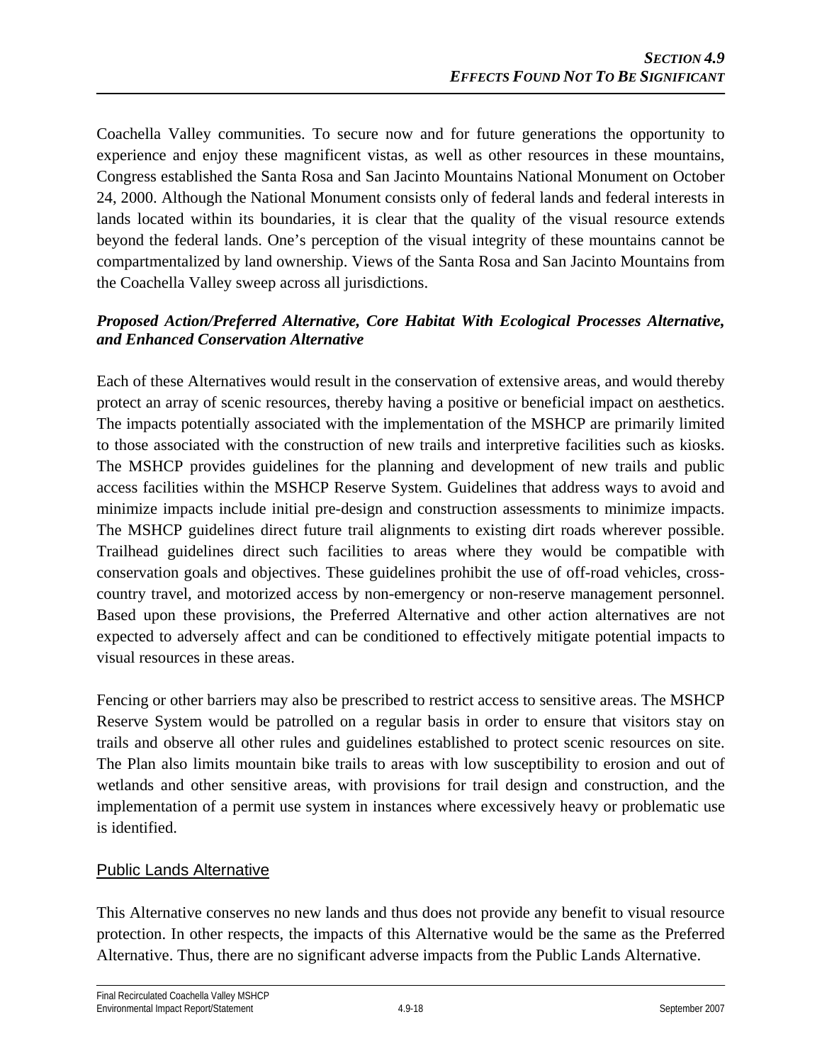Coachella Valley communities. To secure now and for future generations the opportunity to experience and enjoy these magnificent vistas, as well as other resources in these mountains, Congress established the Santa Rosa and San Jacinto Mountains National Monument on October 24, 2000. Although the National Monument consists only of federal lands and federal interests in lands located within its boundaries, it is clear that the quality of the visual resource extends beyond the federal lands. One's perception of the visual integrity of these mountains cannot be compartmentalized by land ownership. Views of the Santa Rosa and San Jacinto Mountains from the Coachella Valley sweep across all jurisdictions.

***Proposed Action/Preferred Alternative, Core Habitat With Ecological Processes Alternative, and Enhanced Conservation Alternative***

Each of these Alternatives would result in the conservation of extensive areas, and would thereby protect an array of scenic resources, thereby having a positive or beneficial impact on aesthetics. The impacts potentially associated with the implementation of the MSHCP are primarily limited to those associated with the construction of new trails and interpretive facilities such as kiosks. The MSHCP provides guidelines for the planning and development of new trails and public access facilities within the MSHCP Reserve System. Guidelines that address ways to avoid and minimize impacts include initial pre-design and construction assessments to minimize impacts. The MSHCP guidelines direct future trail alignments to existing dirt roads wherever possible. Trailhead guidelines direct such facilities to areas where they would be compatible with conservation goals and objectives. These guidelines prohibit the use of off-road vehicles, cross-country travel, and motorized access by non-emergency or non-reserve management personnel. Based upon these provisions, the Preferred Alternative and other action alternatives are not expected to adversely affect and can be conditioned to effectively mitigate potential impacts to visual resources in these areas.

Fencing or other barriers may also be prescribed to restrict access to sensitive areas. The MSHCP Reserve System would be patrolled on a regular basis in order to ensure that visitors stay on trails and observe all other rules and guidelines established to protect scenic resources on site. The Plan also limits mountain bike trails to areas with low susceptibility to erosion and out of wetlands and other sensitive areas, with provisions for trail design and construction, and the implementation of a permit use system in instances where excessively heavy or problematic use is identified.

Public Lands Alternative

This Alternative conserves no new lands and thus does not provide any benefit to visual resource protection. In other respects, the impacts of this Alternative would be the same as the Preferred Alternative. Thus, there are no significant adverse impacts from the Public Lands Alternative.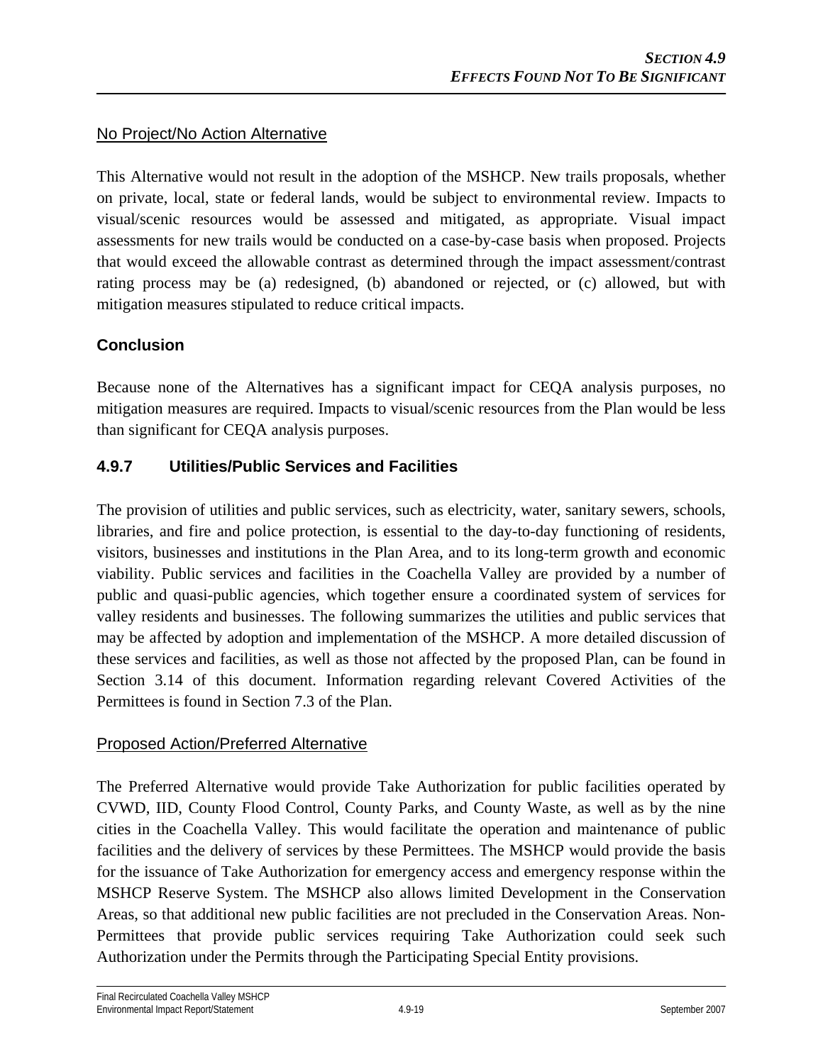No Project/No Action Alternative

This Alternative would not result in the adoption of the MSHCP. New trails proposals, whether on private, local, state or federal lands, would be subject to environmental review. Impacts to visual/scenic resources would be assessed and mitigated, as appropriate. Visual impact assessments for new trails would be conducted on a case-by-case basis when proposed. Projects that would exceed the allowable contrast as determined through the impact assessment/contrast rating process may be (a) redesigned, (b) abandoned or rejected, or (c) allowed, but with mitigation measures stipulated to reduce critical impacts.

**Conclusion**

Because none of the Alternatives has a significant impact for CEQA analysis purposes, no mitigation measures are required. Impacts to visual/scenic resources from the Plan would be less than significant for CEQA analysis purposes.

### 4.9.7 Utilities/Public Services and Facilities

The provision of utilities and public services, such as electricity, water, sanitary sewers, schools, libraries, and fire and police protection, is essential to the day-to-day functioning of residents, visitors, businesses and institutions in the Plan Area, and to its long-term growth and economic viability. Public services and facilities in the Coachella Valley are provided by a number of public and quasi-public agencies, which together ensure a coordinated system of services for valley residents and businesses. The following summarizes the utilities and public services that may be affected by adoption and implementation of the MSHCP. A more detailed discussion of these services and facilities, as well as those not affected by the proposed Plan, can be found in Section 3.14 of this document. Information regarding relevant Covered Activities of the Permittees is found in Section 7.3 of the Plan.

Proposed Action/Preferred Alternative

The Preferred Alternative would provide Take Authorization for public facilities operated by CVWD, IID, County Flood Control, County Parks, and County Waste, as well as by the nine cities in the Coachella Valley. This would facilitate the operation and maintenance of public facilities and the delivery of services by these Permittees. The MSHCP would provide the basis for the issuance of Take Authorization for emergency access and emergency response within the MSHCP Reserve System. The MSHCP also allows limited Development in the Conservation Areas, so that additional new public facilities are not precluded in the Conservation Areas. Non-Permittees that provide public services requiring Take Authorization could seek such Authorization under the Permits through the Participating Special Entity provisions.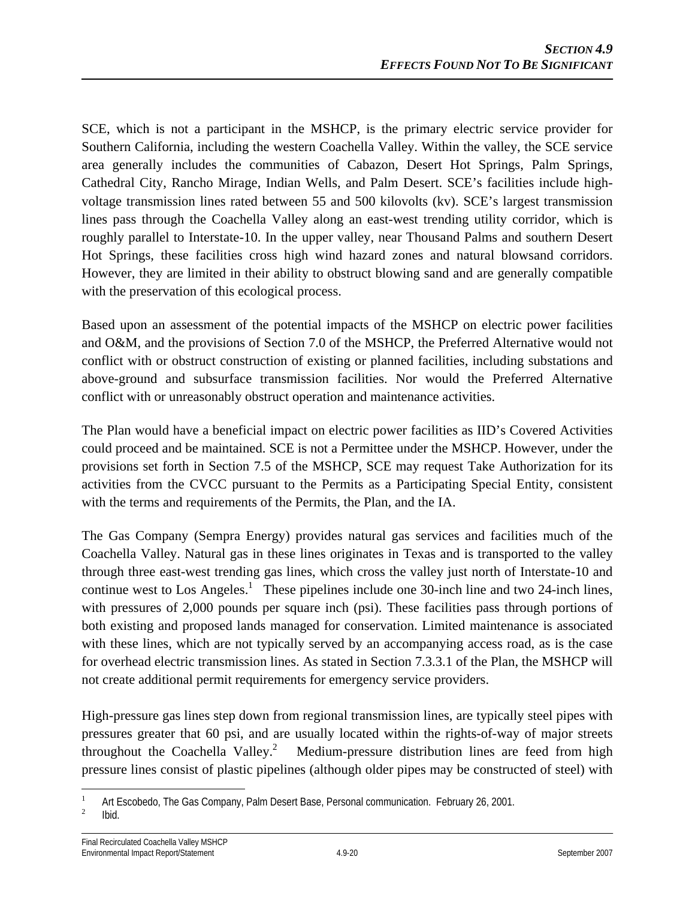SCE, which is not a participant in the MSHCP, is the primary electric service provider for Southern California, including the western Coachella Valley. Within the valley, the SCE service area generally includes the communities of Cabazon, Desert Hot Springs, Palm Springs, Cathedral City, Rancho Mirage, Indian Wells, and Palm Desert. SCE's facilities include high-voltage transmission lines rated between 55 and 500 kilovolts (kv). SCE's largest transmission lines pass through the Coachella Valley along an east-west trending utility corridor, which is roughly parallel to Interstate-10. In the upper valley, near Thousand Palms and southern Desert Hot Springs, these facilities cross high wind hazard zones and natural blowsand corridors. However, they are limited in their ability to obstruct blowing sand and are generally compatible with the preservation of this ecological process.

Based upon an assessment of the potential impacts of the MSHCP on electric power facilities and O&M, and the provisions of Section 7.0 of the MSHCP, the Preferred Alternative would not conflict with or obstruct construction of existing or planned facilities, including substations and above-ground and subsurface transmission facilities. Nor would the Preferred Alternative conflict with or unreasonably obstruct operation and maintenance activities.

The Plan would have a beneficial impact on electric power facilities as IID's Covered Activities could proceed and be maintained. SCE is not a Permittee under the MSHCP. However, under the provisions set forth in Section 7.5 of the MSHCP, SCE may request Take Authorization for its activities from the CVCC pursuant to the Permits as a Participating Special Entity, consistent with the terms and requirements of the Permits, the Plan, and the IA.

The Gas Company (Sempra Energy) provides natural gas services and facilities much of the Coachella Valley. Natural gas in these lines originates in Texas and is transported to the valley through three east-west trending gas lines, which cross the valley just north of Interstate-10 and continue west to Los Angeles.[1] These pipelines include one 30-inch line and two 24-inch lines, with pressures of 2,000 pounds per square inch (psi). These facilities pass through portions of both existing and proposed lands managed for conservation. Limited maintenance is associated with these lines, which are not typically served by an accompanying access road, as is the case for overhead electric transmission lines. As stated in Section 7.3.3.1 of the Plan, the MSHCP will not create additional permit requirements for emergency service providers.

High-pressure gas lines step down from regional transmission lines, are typically steel pipes with pressures greater that 60 psi, and are usually located within the rights-of-way of major streets throughout the Coachella Valley.[2] Medium-pressure distribution lines are feed from high pressure lines consist of plastic pipelines (although older pipes may be constructed of steel) with

[1] Art Escobedo, The Gas Company, Palm Desert Base, Personal communication. February 26, 2001.

[2] Ibid.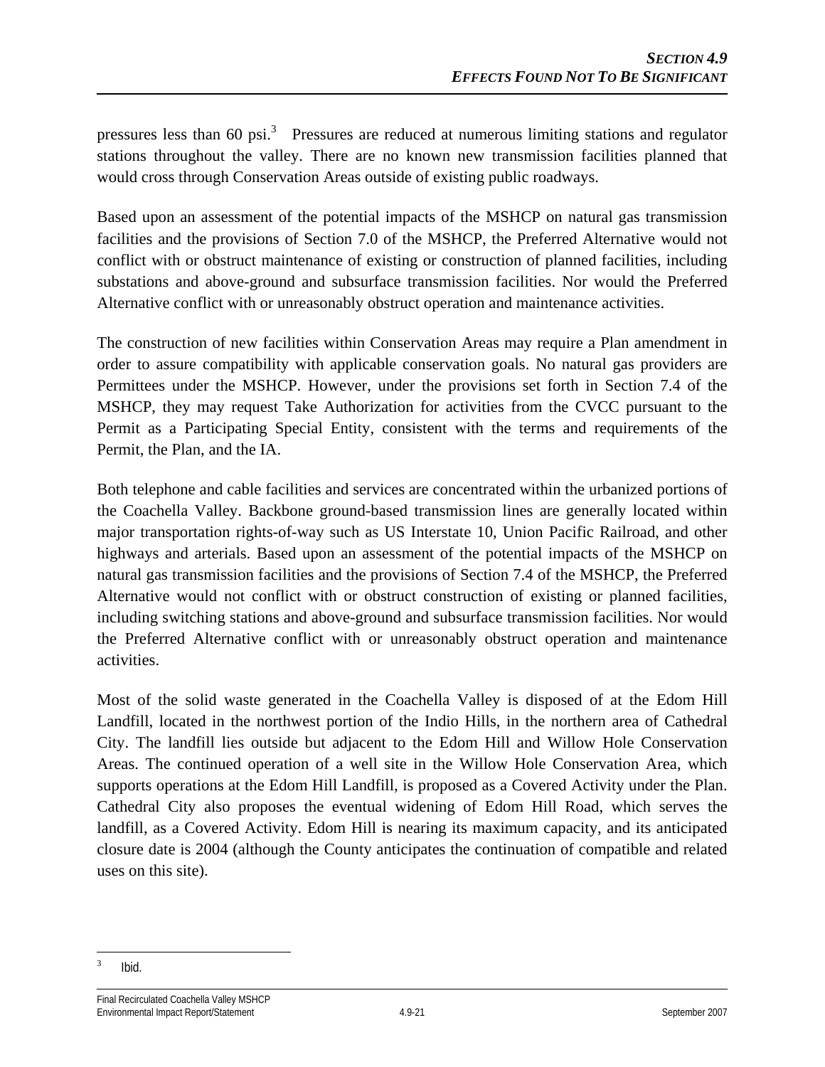pressures less than 60 psi.[3] Pressures are reduced at numerous limiting stations and regulator stations throughout the valley. There are no known new transmission facilities planned that would cross through Conservation Areas outside of existing public roadways.

Based upon an assessment of the potential impacts of the MSHCP on natural gas transmission facilities and the provisions of Section 7.0 of the MSHCP, the Preferred Alternative would not conflict with or obstruct maintenance of existing or construction of planned facilities, including substations and above-ground and subsurface transmission facilities. Nor would the Preferred Alternative conflict with or unreasonably obstruct operation and maintenance activities.

The construction of new facilities within Conservation Areas may require a Plan amendment in order to assure compatibility with applicable conservation goals. No natural gas providers are Permittees under the MSHCP. However, under the provisions set forth in Section 7.4 of the MSHCP, they may request Take Authorization for activities from the CVCC pursuant to the Permit as a Participating Special Entity, consistent with the terms and requirements of the Permit, the Plan, and the IA.

Both telephone and cable facilities and services are concentrated within the urbanized portions of the Coachella Valley. Backbone ground-based transmission lines are generally located within major transportation rights-of-way such as US Interstate 10, Union Pacific Railroad, and other highways and arterials. Based upon an assessment of the potential impacts of the MSHCP on natural gas transmission facilities and the provisions of Section 7.4 of the MSHCP, the Preferred Alternative would not conflict with or obstruct construction of existing or planned facilities, including switching stations and above-ground and subsurface transmission facilities. Nor would the Preferred Alternative conflict with or unreasonably obstruct operation and maintenance activities.

Most of the solid waste generated in the Coachella Valley is disposed of at the Edom Hill Landfill, located in the northwest portion of the Indio Hills, in the northern area of Cathedral City. The landfill lies outside but adjacent to the Edom Hill and Willow Hole Conservation Areas. The continued operation of a well site in the Willow Hole Conservation Area, which supports operations at the Edom Hill Landfill, is proposed as a Covered Activity under the Plan. Cathedral City also proposes the eventual widening of Edom Hill Road, which serves the landfill, as a Covered Activity. Edom Hill is nearing its maximum capacity, and its anticipated closure date is 2004 (although the County anticipates the continuation of compatible and related uses on this site).

---

[3] Ibid.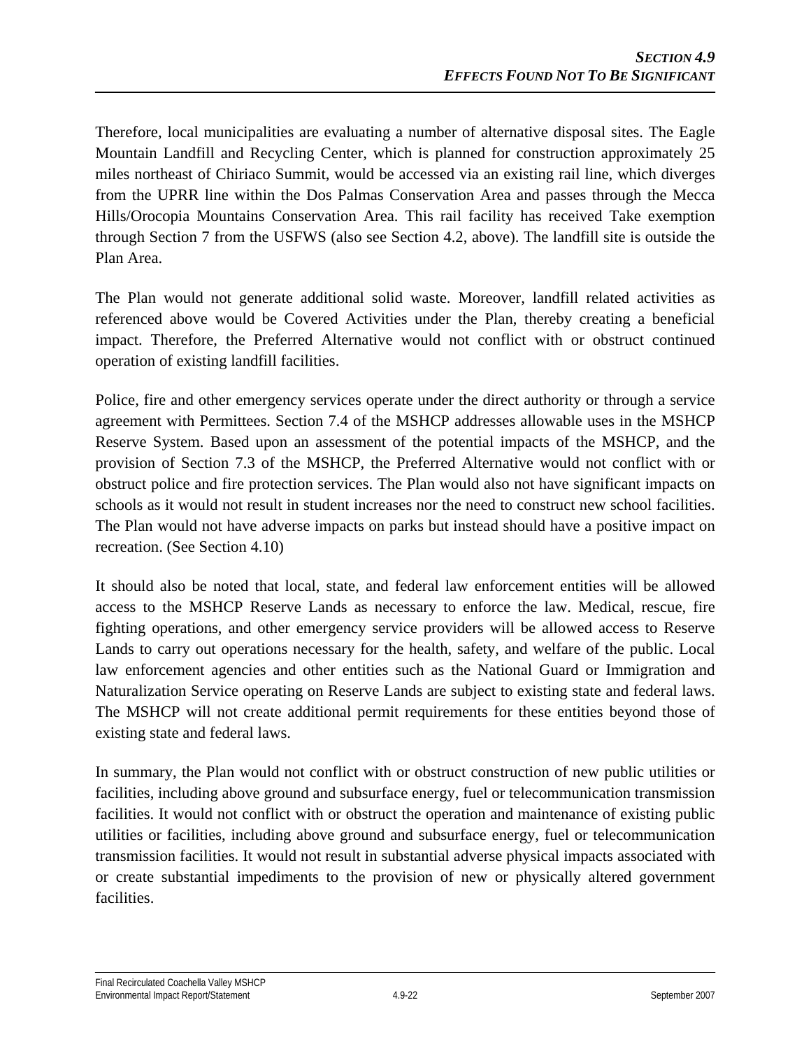Therefore, local municipalities are evaluating a number of alternative disposal sites. The Eagle Mountain Landfill and Recycling Center, which is planned for construction approximately 25 miles northeast of Chiriaco Summit, would be accessed via an existing rail line, which diverges from the UPRR line within the Dos Palmas Conservation Area and passes through the Mecca Hills/Orocopia Mountains Conservation Area. This rail facility has received Take exemption through Section 7 from the USFWS (also see Section 4.2, above). The landfill site is outside the Plan Area.

The Plan would not generate additional solid waste. Moreover, landfill related activities as referenced above would be Covered Activities under the Plan, thereby creating a beneficial impact. Therefore, the Preferred Alternative would not conflict with or obstruct continued operation of existing landfill facilities.

Police, fire and other emergency services operate under the direct authority or through a service agreement with Permittees. Section 7.4 of the MSHCP addresses allowable uses in the MSHCP Reserve System. Based upon an assessment of the potential impacts of the MSHCP, and the provision of Section 7.3 of the MSHCP, the Preferred Alternative would not conflict with or obstruct police and fire protection services. The Plan would also not have significant impacts on schools as it would not result in student increases nor the need to construct new school facilities. The Plan would not have adverse impacts on parks but instead should have a positive impact on recreation. (See Section 4.10)

It should also be noted that local, state, and federal law enforcement entities will be allowed access to the MSHCP Reserve Lands as necessary to enforce the law. Medical, rescue, fire fighting operations, and other emergency service providers will be allowed access to Reserve Lands to carry out operations necessary for the health, safety, and welfare of the public. Local law enforcement agencies and other entities such as the National Guard or Immigration and Naturalization Service operating on Reserve Lands are subject to existing state and federal laws. The MSHCP will not create additional permit requirements for these entities beyond those of existing state and federal laws.

In summary, the Plan would not conflict with or obstruct construction of new public utilities or facilities, including above ground and subsurface energy, fuel or telecommunication transmission facilities. It would not conflict with or obstruct the operation and maintenance of existing public utilities or facilities, including above ground and subsurface energy, fuel or telecommunication transmission facilities. It would not result in substantial adverse physical impacts associated with or create substantial impediments to the provision of new or physically altered government facilities.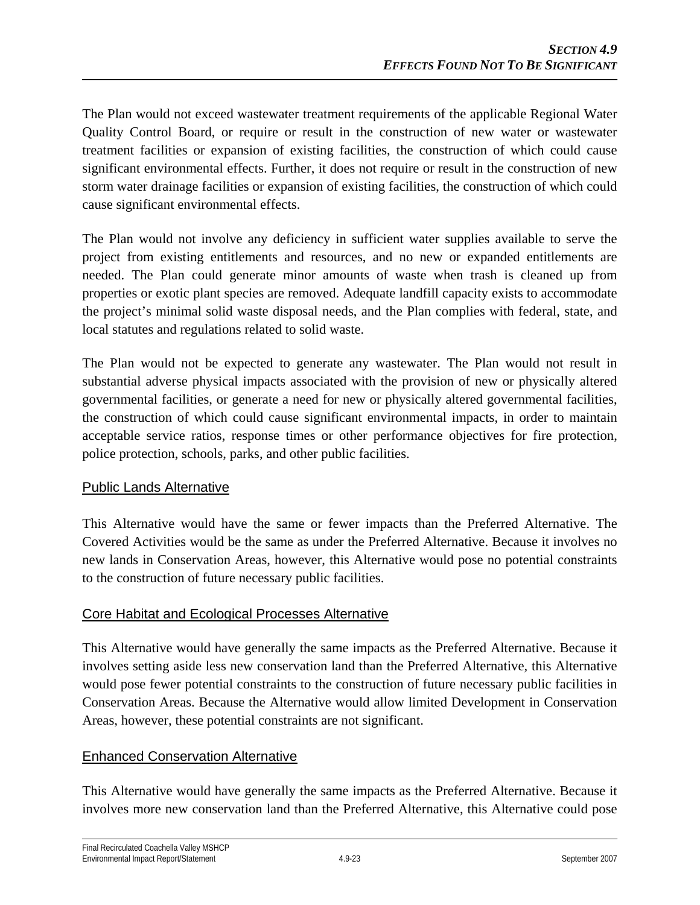The Plan would not exceed wastewater treatment requirements of the applicable Regional Water Quality Control Board, or require or result in the construction of new water or wastewater treatment facilities or expansion of existing facilities, the construction of which could cause significant environmental effects. Further, it does not require or result in the construction of new storm water drainage facilities or expansion of existing facilities, the construction of which could cause significant environmental effects.

The Plan would not involve any deficiency in sufficient water supplies available to serve the project from existing entitlements and resources, and no new or expanded entitlements are needed. The Plan could generate minor amounts of waste when trash is cleaned up from properties or exotic plant species are removed. Adequate landfill capacity exists to accommodate the project's minimal solid waste disposal needs, and the Plan complies with federal, state, and local statutes and regulations related to solid waste.

The Plan would not be expected to generate any wastewater. The Plan would not result in substantial adverse physical impacts associated with the provision of new or physically altered governmental facilities, or generate a need for new or physically altered governmental facilities, the construction of which could cause significant environmental impacts, in order to maintain acceptable service ratios, response times or other performance objectives for fire protection, police protection, schools, parks, and other public facilities.

### Public Lands Alternative

This Alternative would have the same or fewer impacts than the Preferred Alternative. The Covered Activities would be the same as under the Preferred Alternative. Because it involves no new lands in Conservation Areas, however, this Alternative would pose no potential constraints to the construction of future necessary public facilities.

### Core Habitat and Ecological Processes Alternative

This Alternative would have generally the same impacts as the Preferred Alternative. Because it involves setting aside less new conservation land than the Preferred Alternative, this Alternative would pose fewer potential constraints to the construction of future necessary public facilities in Conservation Areas. Because the Alternative would allow limited Development in Conservation Areas, however, these potential constraints are not significant.

### Enhanced Conservation Alternative

This Alternative would have generally the same impacts as the Preferred Alternative. Because it involves more new conservation land than the Preferred Alternative, this Alternative could pose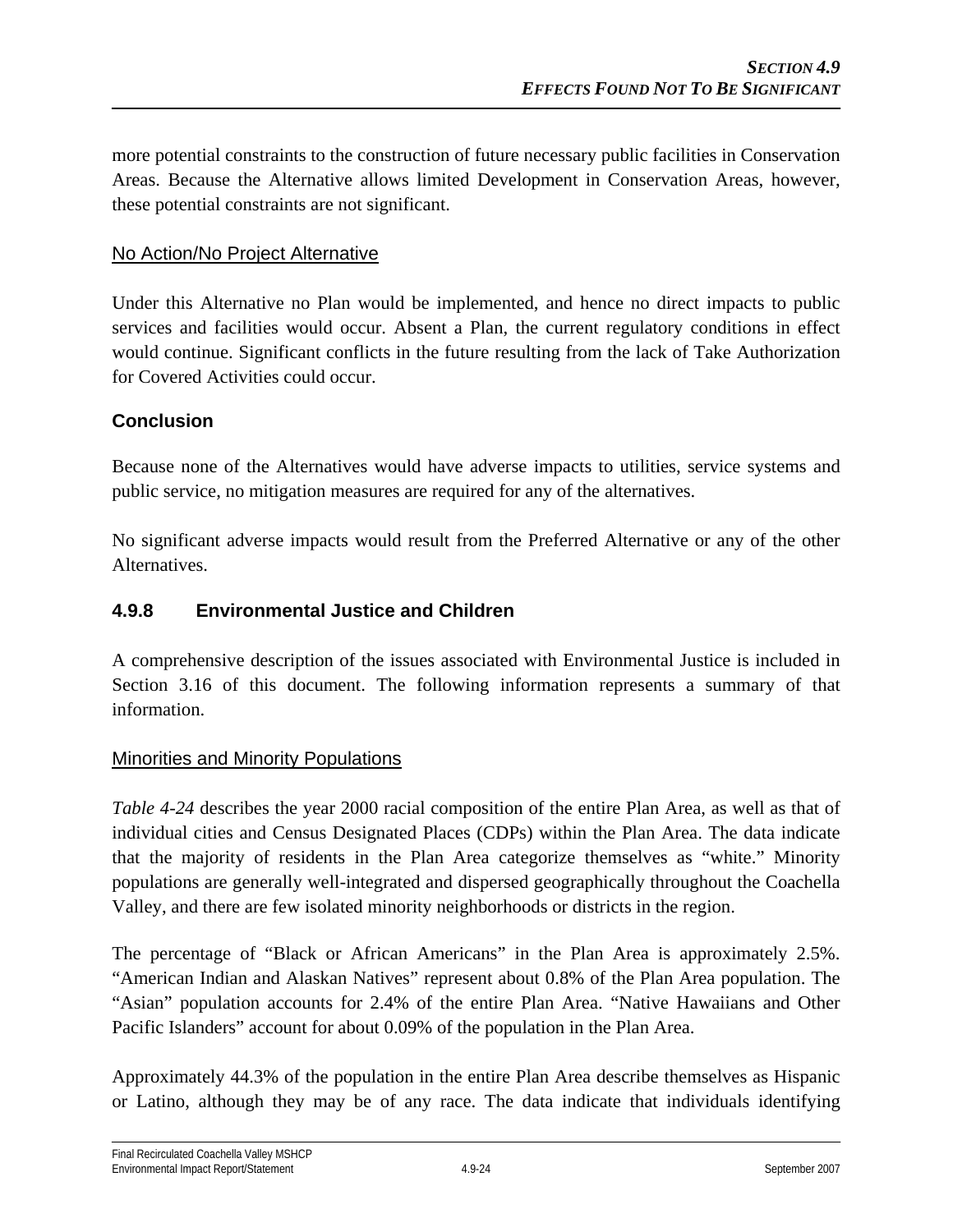more potential constraints to the construction of future necessary public facilities in Conservation Areas. Because the Alternative allows limited Development in Conservation Areas, however, these potential constraints are not significant.

No Action/No Project Alternative

Under this Alternative no Plan would be implemented, and hence no direct impacts to public services and facilities would occur. Absent a Plan, the current regulatory conditions in effect would continue. Significant conflicts in the future resulting from the lack of Take Authorization for Covered Activities could occur.

### Conclusion

Because none of the Alternatives would have adverse impacts to utilities, service systems and public service, no mitigation measures are required for any of the alternatives.

No significant adverse impacts would result from the Preferred Alternative or any of the other Alternatives.

## 4.9.8 Environmental Justice and Children

A comprehensive description of the issues associated with Environmental Justice is included in Section 3.16 of this document. The following information represents a summary of that information.

Minorities and Minority Populations

*Table 4-24* describes the year 2000 racial composition of the entire Plan Area, as well as that of individual cities and Census Designated Places (CDPs) within the Plan Area. The data indicate that the majority of residents in the Plan Area categorize themselves as "white." Minority populations are generally well-integrated and dispersed geographically throughout the Coachella Valley, and there are few isolated minority neighborhoods or districts in the region.

The percentage of "Black or African Americans" in the Plan Area is approximately 2.5%. "American Indian and Alaskan Natives" represent about 0.8% of the Plan Area population. The "Asian" population accounts for 2.4% of the entire Plan Area. "Native Hawaiians and Other Pacific Islanders" account for about 0.09% of the population in the Plan Area.

Approximately 44.3% of the population in the entire Plan Area describe themselves as Hispanic or Latino, although they may be of any race. The data indicate that individuals identifying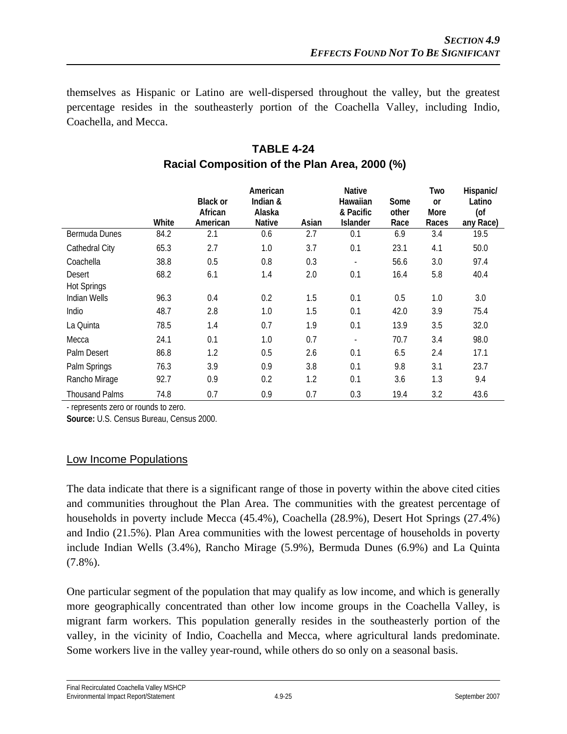themselves as Hispanic or Latino are well-dispersed throughout the valley, but the greatest percentage resides in the southeasterly portion of the Coachella Valley, including Indio, Coachella, and Mecca.

**TABLE 4-24**
**Racial Composition of the Plan Area, 2000 (%)**

| | White | Black or African American | American Indian & Alaska Native | Asian | Native Hawaiian & Pacific Islander | Some other Race | Two or More Races | Hispanic/ Latino (of any Race) |
|---|---|---|---|---|---|---|---|---|
| Bermuda Dunes | 84.2 | 2.1 | 0.6 | 2.7 | 0.1 | 6.9 | 3.4 | 19.5 |
| Cathedral City | 65.3 | 2.7 | 1.0 | 3.7 | 0.1 | 23.1 | 4.1 | 50.0 |
| Coachella | 38.8 | 0.5 | 0.8 | 0.3 | - | 56.6 | 3.0 | 97.4 |
| Desert Hot Springs | 68.2 | 6.1 | 1.4 | 2.0 | 0.1 | 16.4 | 5.8 | 40.4 |
| Indian Wells | 96.3 | 0.4 | 0.2 | 1.5 | 0.1 | 0.5 | 1.0 | 3.0 |
| Indio | 48.7 | 2.8 | 1.0 | 1.5 | 0.1 | 42.0 | 3.9 | 75.4 |
| La Quinta | 78.5 | 1.4 | 0.7 | 1.9 | 0.1 | 13.9 | 3.5 | 32.0 |
| Mecca | 24.1 | 0.1 | 1.0 | 0.7 | - | 70.7 | 3.4 | 98.0 |
| Palm Desert | 86.8 | 1.2 | 0.5 | 2.6 | 0.1 | 6.5 | 2.4 | 17.1 |
| Palm Springs | 76.3 | 3.9 | 0.9 | 3.8 | 0.1 | 9.8 | 3.1 | 23.7 |
| Rancho Mirage | 92.7 | 0.9 | 0.2 | 1.2 | 0.1 | 3.6 | 1.3 | 9.4 |
| Thousand Palms | 74.8 | 0.7 | 0.9 | 0.7 | 0.3 | 19.4 | 3.2 | 43.6 |

- represents zero or rounds to zero.
**Source:** U.S. Census Bureau, Census 2000.

<u>Low Income Populations</u>

The data indicate that there is a significant range of those in poverty within the above cited cities and communities throughout the Plan Area. The communities with the greatest percentage of households in poverty include Mecca (45.4%), Coachella (28.9%), Desert Hot Springs (27.4%) and Indio (21.5%). Plan Area communities with the lowest percentage of households in poverty include Indian Wells (3.4%), Rancho Mirage (5.9%), Bermuda Dunes (6.9%) and La Quinta (7.8%).

One particular segment of the population that may qualify as low income, and which is generally more geographically concentrated than other low income groups in the Coachella Valley, is migrant farm workers. This population generally resides in the southeasterly portion of the valley, in the vicinity of Indio, Coachella and Mecca, where agricultural lands predominate. Some workers live in the valley year-round, while others do so only on a seasonal basis.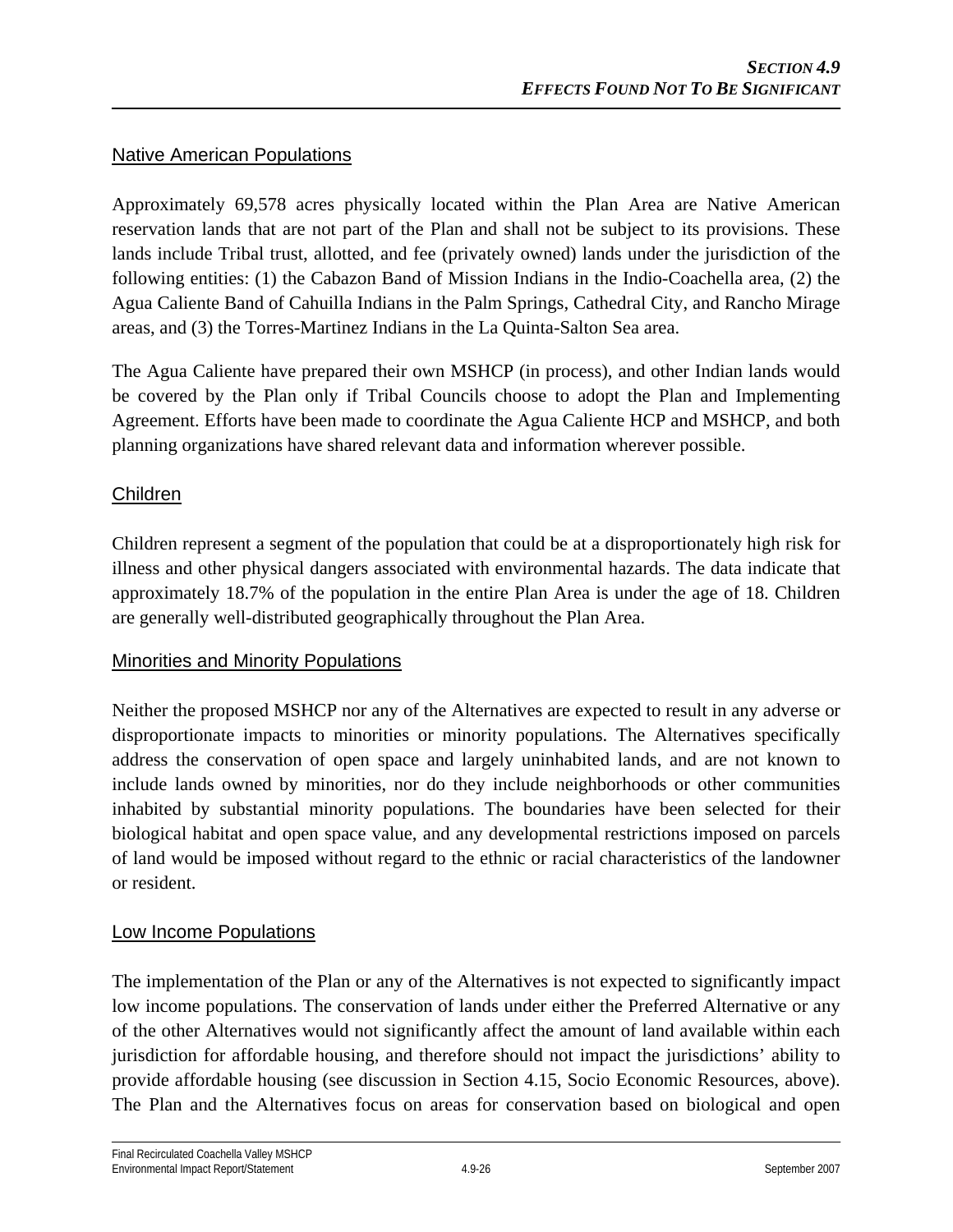## Native American Populations

Approximately 69,578 acres physically located within the Plan Area are Native American reservation lands that are not part of the Plan and shall not be subject to its provisions. These lands include Tribal trust, allotted, and fee (privately owned) lands under the jurisdiction of the following entities: (1) the Cabazon Band of Mission Indians in the Indio-Coachella area, (2) the Agua Caliente Band of Cahuilla Indians in the Palm Springs, Cathedral City, and Rancho Mirage areas, and (3) the Torres-Martinez Indians in the La Quinta-Salton Sea area.

The Agua Caliente have prepared their own MSHCP (in process), and other Indian lands would be covered by the Plan only if Tribal Councils choose to adopt the Plan and Implementing Agreement. Efforts have been made to coordinate the Agua Caliente HCP and MSHCP, and both planning organizations have shared relevant data and information wherever possible.

## Children

Children represent a segment of the population that could be at a disproportionately high risk for illness and other physical dangers associated with environmental hazards. The data indicate that approximately 18.7% of the population in the entire Plan Area is under the age of 18. Children are generally well-distributed geographically throughout the Plan Area.

## Minorities and Minority Populations

Neither the proposed MSHCP nor any of the Alternatives are expected to result in any adverse or disproportionate impacts to minorities or minority populations. The Alternatives specifically address the conservation of open space and largely uninhabited lands, and are not known to include lands owned by minorities, nor do they include neighborhoods or other communities inhabited by substantial minority populations. The boundaries have been selected for their biological habitat and open space value, and any developmental restrictions imposed on parcels of land would be imposed without regard to the ethnic or racial characteristics of the landowner or resident.

## Low Income Populations

The implementation of the Plan or any of the Alternatives is not expected to significantly impact low income populations. The conservation of lands under either the Preferred Alternative or any of the other Alternatives would not significantly affect the amount of land available within each jurisdiction for affordable housing, and therefore should not impact the jurisdictions' ability to provide affordable housing (see discussion in Section 4.15, Socio Economic Resources, above). The Plan and the Alternatives focus on areas for conservation based on biological and open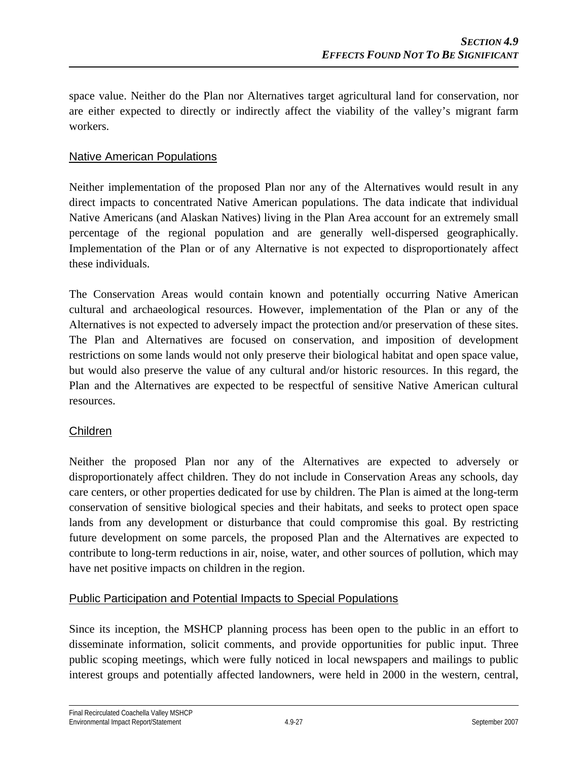space value. Neither do the Plan nor Alternatives target agricultural land for conservation, nor are either expected to directly or indirectly affect the viability of the valley's migrant farm workers.

### Native American Populations

Neither implementation of the proposed Plan nor any of the Alternatives would result in any direct impacts to concentrated Native American populations. The data indicate that individual Native Americans (and Alaskan Natives) living in the Plan Area account for an extremely small percentage of the regional population and are generally well-dispersed geographically. Implementation of the Plan or of any Alternative is not expected to disproportionately affect these individuals.

The Conservation Areas would contain known and potentially occurring Native American cultural and archaeological resources. However, implementation of the Plan or any of the Alternatives is not expected to adversely impact the protection and/or preservation of these sites. The Plan and Alternatives are focused on conservation, and imposition of development restrictions on some lands would not only preserve their biological habitat and open space value, but would also preserve the value of any cultural and/or historic resources. In this regard, the Plan and the Alternatives are expected to be respectful of sensitive Native American cultural resources.

### Children

Neither the proposed Plan nor any of the Alternatives are expected to adversely or disproportionately affect children. They do not include in Conservation Areas any schools, day care centers, or other properties dedicated for use by children. The Plan is aimed at the long-term conservation of sensitive biological species and their habitats, and seeks to protect open space lands from any development or disturbance that could compromise this goal. By restricting future development on some parcels, the proposed Plan and the Alternatives are expected to contribute to long-term reductions in air, noise, water, and other sources of pollution, which may have net positive impacts on children in the region.

### Public Participation and Potential Impacts to Special Populations

Since its inception, the MSHCP planning process has been open to the public in an effort to disseminate information, solicit comments, and provide opportunities for public input. Three public scoping meetings, which were fully noticed in local newspapers and mailings to public interest groups and potentially affected landowners, were held in 2000 in the western, central,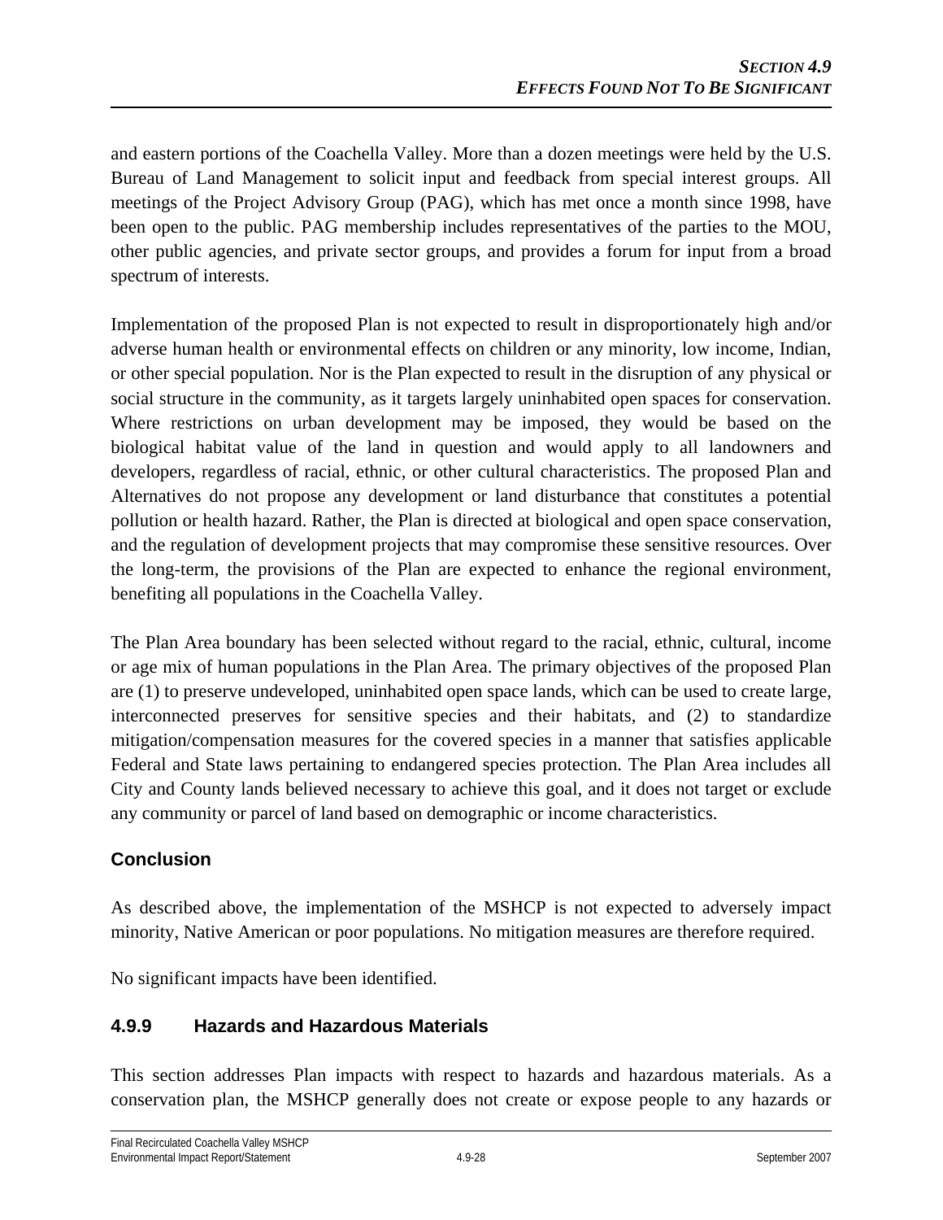and eastern portions of the Coachella Valley. More than a dozen meetings were held by the U.S. Bureau of Land Management to solicit input and feedback from special interest groups. All meetings of the Project Advisory Group (PAG), which has met once a month since 1998, have been open to the public. PAG membership includes representatives of the parties to the MOU, other public agencies, and private sector groups, and provides a forum for input from a broad spectrum of interests.

Implementation of the proposed Plan is not expected to result in disproportionately high and/or adverse human health or environmental effects on children or any minority, low income, Indian, or other special population. Nor is the Plan expected to result in the disruption of any physical or social structure in the community, as it targets largely uninhabited open spaces for conservation. Where restrictions on urban development may be imposed, they would be based on the biological habitat value of the land in question and would apply to all landowners and developers, regardless of racial, ethnic, or other cultural characteristics. The proposed Plan and Alternatives do not propose any development or land disturbance that constitutes a potential pollution or health hazard. Rather, the Plan is directed at biological and open space conservation, and the regulation of development projects that may compromise these sensitive resources. Over the long-term, the provisions of the Plan are expected to enhance the regional environment, benefiting all populations in the Coachella Valley.

The Plan Area boundary has been selected without regard to the racial, ethnic, cultural, income or age mix of human populations in the Plan Area. The primary objectives of the proposed Plan are (1) to preserve undeveloped, uninhabited open space lands, which can be used to create large, interconnected preserves for sensitive species and their habitats, and (2) to standardize mitigation/compensation measures for the covered species in a manner that satisfies applicable Federal and State laws pertaining to endangered species protection. The Plan Area includes all City and County lands believed necessary to achieve this goal, and it does not target or exclude any community or parcel of land based on demographic or income characteristics.

### Conclusion

As described above, the implementation of the MSHCP is not expected to adversely impact minority, Native American or poor populations. No mitigation measures are therefore required.

No significant impacts have been identified.

## 4.9.9 Hazards and Hazardous Materials

This section addresses Plan impacts with respect to hazards and hazardous materials. As a conservation plan, the MSHCP generally does not create or expose people to any hazards or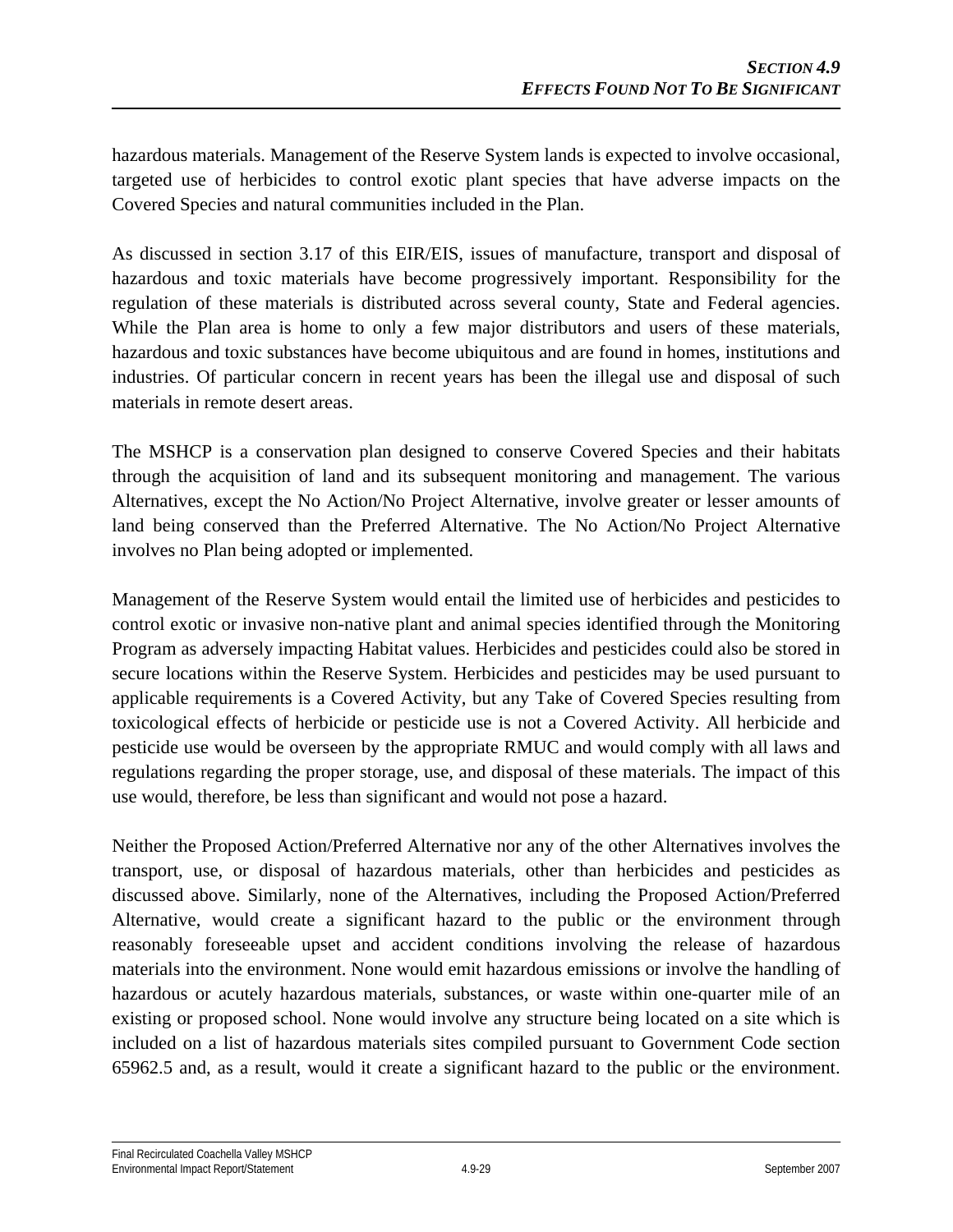hazardous materials. Management of the Reserve System lands is expected to involve occasional, targeted use of herbicides to control exotic plant species that have adverse impacts on the Covered Species and natural communities included in the Plan.

As discussed in section 3.17 of this EIR/EIS, issues of manufacture, transport and disposal of hazardous and toxic materials have become progressively important. Responsibility for the regulation of these materials is distributed across several county, State and Federal agencies. While the Plan area is home to only a few major distributors and users of these materials, hazardous and toxic substances have become ubiquitous and are found in homes, institutions and industries. Of particular concern in recent years has been the illegal use and disposal of such materials in remote desert areas.

The MSHCP is a conservation plan designed to conserve Covered Species and their habitats through the acquisition of land and its subsequent monitoring and management. The various Alternatives, except the No Action/No Project Alternative, involve greater or lesser amounts of land being conserved than the Preferred Alternative. The No Action/No Project Alternative involves no Plan being adopted or implemented.

Management of the Reserve System would entail the limited use of herbicides and pesticides to control exotic or invasive non-native plant and animal species identified through the Monitoring Program as adversely impacting Habitat values. Herbicides and pesticides could also be stored in secure locations within the Reserve System. Herbicides and pesticides may be used pursuant to applicable requirements is a Covered Activity, but any Take of Covered Species resulting from toxicological effects of herbicide or pesticide use is not a Covered Activity. All herbicide and pesticide use would be overseen by the appropriate RMUC and would comply with all laws and regulations regarding the proper storage, use, and disposal of these materials. The impact of this use would, therefore, be less than significant and would not pose a hazard.

Neither the Proposed Action/Preferred Alternative nor any of the other Alternatives involves the transport, use, or disposal of hazardous materials, other than herbicides and pesticides as discussed above. Similarly, none of the Alternatives, including the Proposed Action/Preferred Alternative, would create a significant hazard to the public or the environment through reasonably foreseeable upset and accident conditions involving the release of hazardous materials into the environment. None would emit hazardous emissions or involve the handling of hazardous or acutely hazardous materials, substances, or waste within one-quarter mile of an existing or proposed school. None would involve any structure being located on a site which is included on a list of hazardous materials sites compiled pursuant to Government Code section 65962.5 and, as a result, would it create a significant hazard to the public or the environment.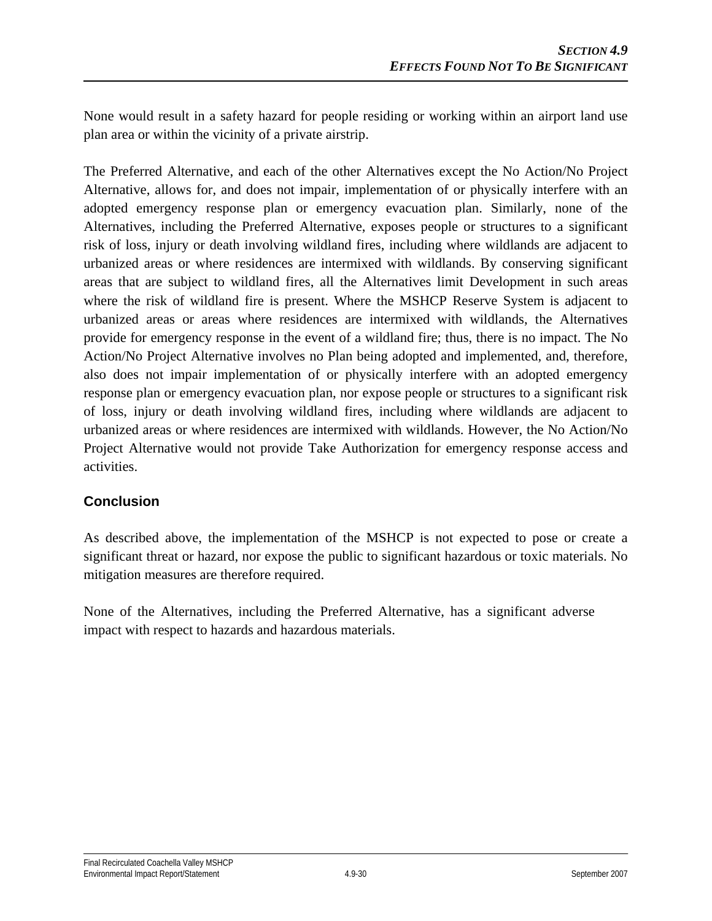None would result in a safety hazard for people residing or working within an airport land use plan area or within the vicinity of a private airstrip.

The Preferred Alternative, and each of the other Alternatives except the No Action/No Project Alternative, allows for, and does not impair, implementation of or physically interfere with an adopted emergency response plan or emergency evacuation plan. Similarly, none of the Alternatives, including the Preferred Alternative, exposes people or structures to a significant risk of loss, injury or death involving wildland fires, including where wildlands are adjacent to urbanized areas or where residences are intermixed with wildlands. By conserving significant areas that are subject to wildland fires, all the Alternatives limit Development in such areas where the risk of wildland fire is present. Where the MSHCP Reserve System is adjacent to urbanized areas or areas where residences are intermixed with wildlands, the Alternatives provide for emergency response in the event of a wildland fire; thus, there is no impact. The No Action/No Project Alternative involves no Plan being adopted and implemented, and, therefore, also does not impair implementation of or physically interfere with an adopted emergency response plan or emergency evacuation plan, nor expose people or structures to a significant risk of loss, injury or death involving wildland fires, including where wildlands are adjacent to urbanized areas or where residences are intermixed with wildlands. However, the No Action/No Project Alternative would not provide Take Authorization for emergency response access and activities.

## Conclusion

As described above, the implementation of the MSHCP is not expected to pose or create a significant threat or hazard, nor expose the public to significant hazardous or toxic materials. No mitigation measures are therefore required.

None of the Alternatives, including the Preferred Alternative, has a significant adverse impact with respect to hazards and hazardous materials.